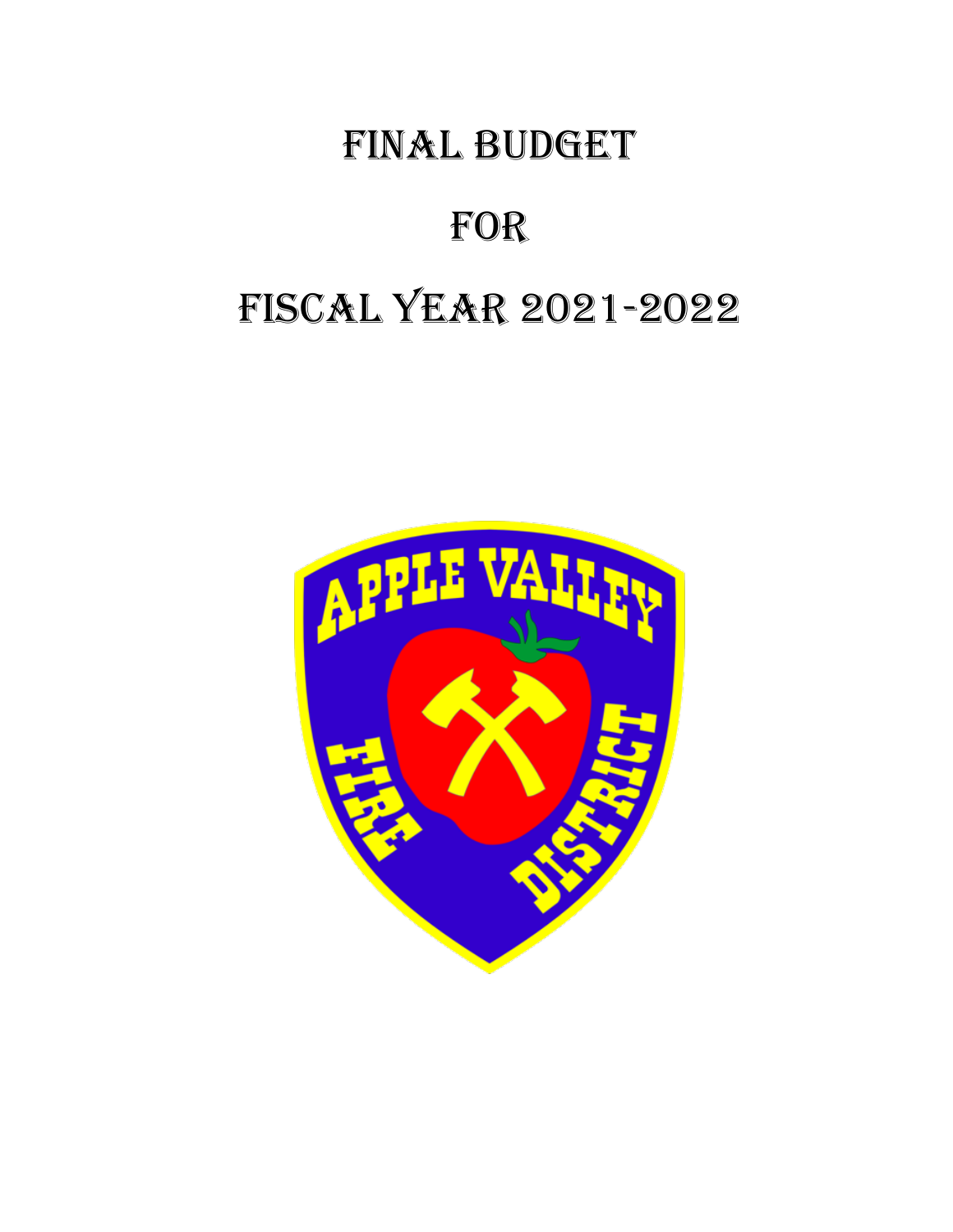# Final Budget

# For

# Fiscal Year 2021-2022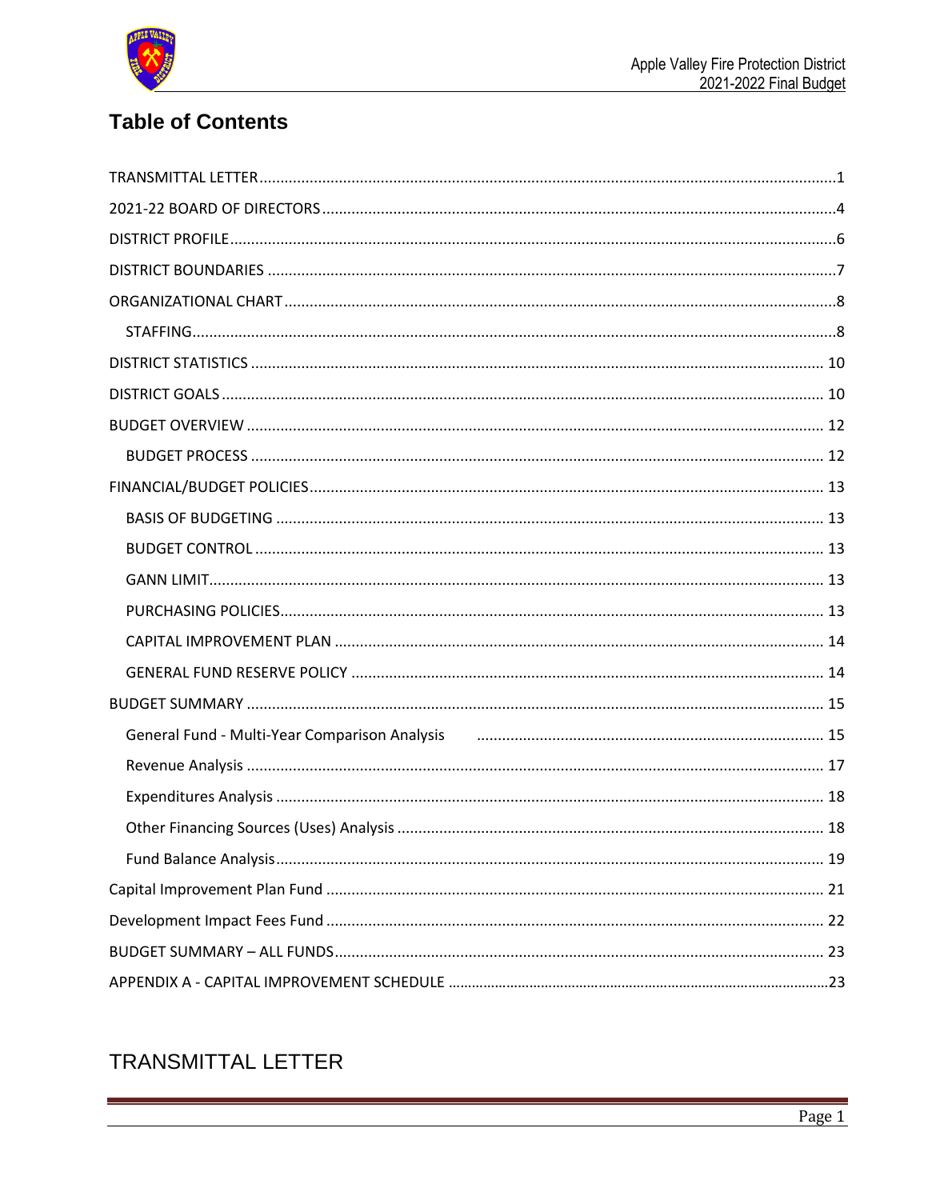# Table of Contents

TRANSMITTAL LETTER....1

2021-22 BOARD OF DIRECTORS....4

DISTRICT PROFILE....6

DISTRICT BOUNDARIES....7

ORGANIZATIONAL CHART....8

- STAFFING....8

DISTRICT STATISTICS....10

DISTRICT GOALS....10

BUDGET OVERVIEW....12

- BUDGET PROCESS....12

FINANCIAL/BUDGET POLICIES....13

- BASIS OF BUDGETING....13
- BUDGET CONTROL....13
- GANN LIMIT....13
- PURCHASING POLICIES....13
- CAPITAL IMPROVEMENT PLAN....14
- GENERAL FUND RESERVE POLICY....14

BUDGET SUMMARY....15

- General Fund - Multi-Year Comparison Analysis....15
- Revenue Analysis....17
- Expenditures Analysis....18
- Other Financing Sources (Uses) Analysis....18
- Fund Balance Analysis....19

Capital Improvement Plan Fund....21

Development Impact Fees Fund....22

BUDGET SUMMARY – ALL FUNDS....23

APPENDIX A - CAPITAL IMPROVEMENT SCHEDULE....23

## TRANSMITTAL LETTER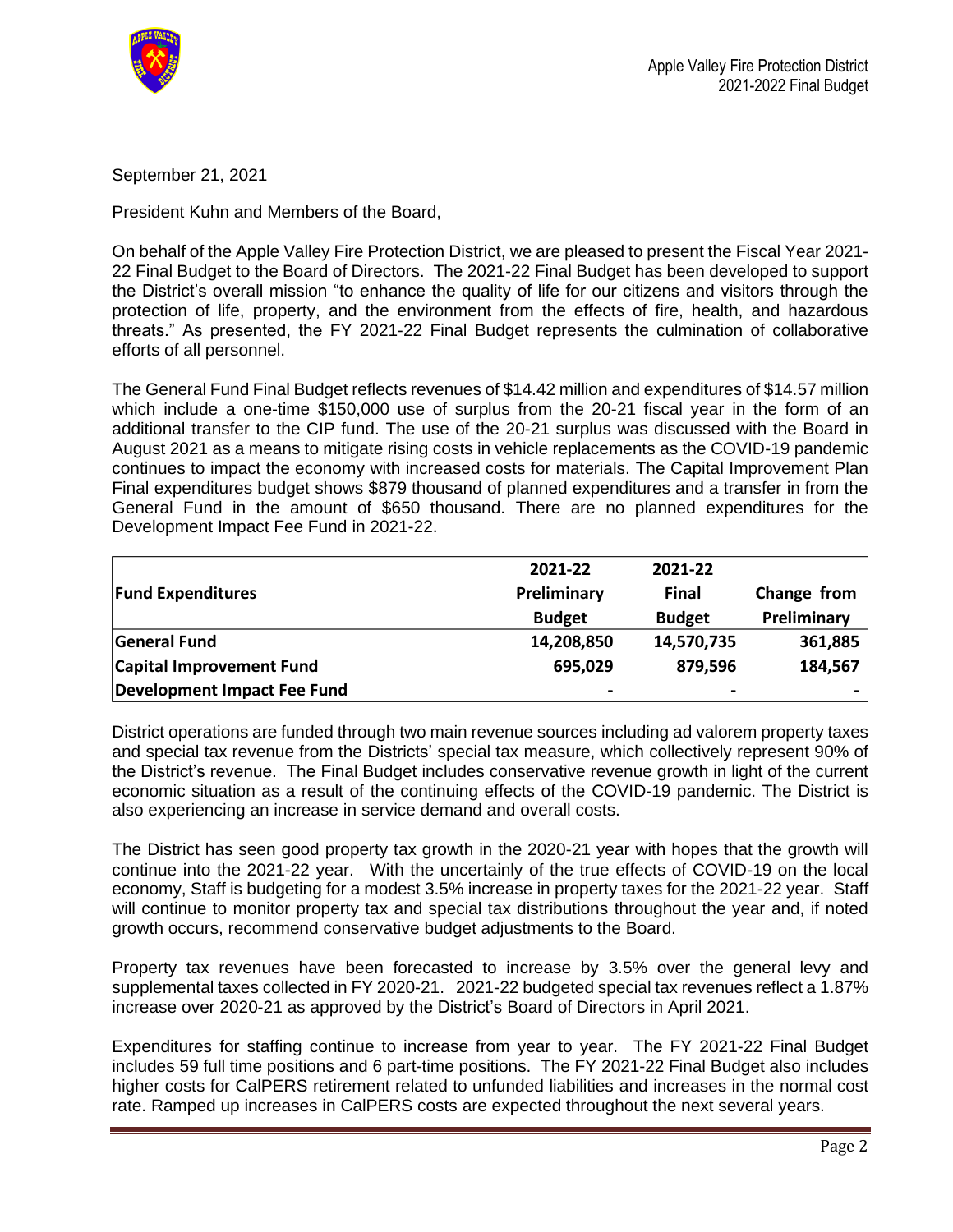September 21, 2021

President Kuhn and Members of the Board,

On behalf of the Apple Valley Fire Protection District, we are pleased to present the Fiscal Year 2021-22 Final Budget to the Board of Directors. The 2021-22 Final Budget has been developed to support the District's overall mission "to enhance the quality of life for our citizens and visitors through the protection of life, property, and the environment from the effects of fire, health, and hazardous threats." As presented, the FY 2021-22 Final Budget represents the culmination of collaborative efforts of all personnel.

The General Fund Final Budget reflects revenues of $14.42 million and expenditures of $14.57 million which include a one-time $150,000 use of surplus from the 20-21 fiscal year in the form of an additional transfer to the CIP fund. The use of the 20-21 surplus was discussed with the Board in August 2021 as a means to mitigate rising costs in vehicle replacements as the COVID-19 pandemic continues to impact the economy with increased costs for materials. The Capital Improvement Plan Final expenditures budget shows $879 thousand of planned expenditures and a transfer in from the General Fund in the amount of $650 thousand. There are no planned expenditures for the Development Impact Fee Fund in 2021-22.

| Fund Expenditures | 2021-22 Preliminary Budget | 2021-22 Final Budget | Change from Preliminary |
|---|---|---|---|
| **General Fund** | 14,208,850 | 14,570,735 | 361,885 |
| **Capital Improvement Fund** | 695,029 | 879,596 | 184,567 |
| **Development Impact Fee Fund** | - | - | - |

District operations are funded through two main revenue sources including ad valorem property taxes and special tax revenue from the Districts' special tax measure, which collectively represent 90% of the District's revenue. The Final Budget includes conservative revenue growth in light of the current economic situation as a result of the continuing effects of the COVID-19 pandemic. The District is also experiencing an increase in service demand and overall costs.

The District has seen good property tax growth in the 2020-21 year with hopes that the growth will continue into the 2021-22 year. With the uncertainly of the true effects of COVID-19 on the local economy, Staff is budgeting for a modest 3.5% increase in property taxes for the 2021-22 year. Staff will continue to monitor property tax and special tax distributions throughout the year and, if noted growth occurs, recommend conservative budget adjustments to the Board.

Property tax revenues have been forecasted to increase by 3.5% over the general levy and supplemental taxes collected in FY 2020-21. 2021-22 budgeted special tax revenues reflect a 1.87% increase over 2020-21 as approved by the District's Board of Directors in April 2021.

Expenditures for staffing continue to increase from year to year. The FY 2021-22 Final Budget includes 59 full time positions and 6 part-time positions. The FY 2021-22 Final Budget also includes higher costs for CalPERS retirement related to unfunded liabilities and increases in the normal cost rate. Ramped up increases in CalPERS costs are expected throughout the next several years.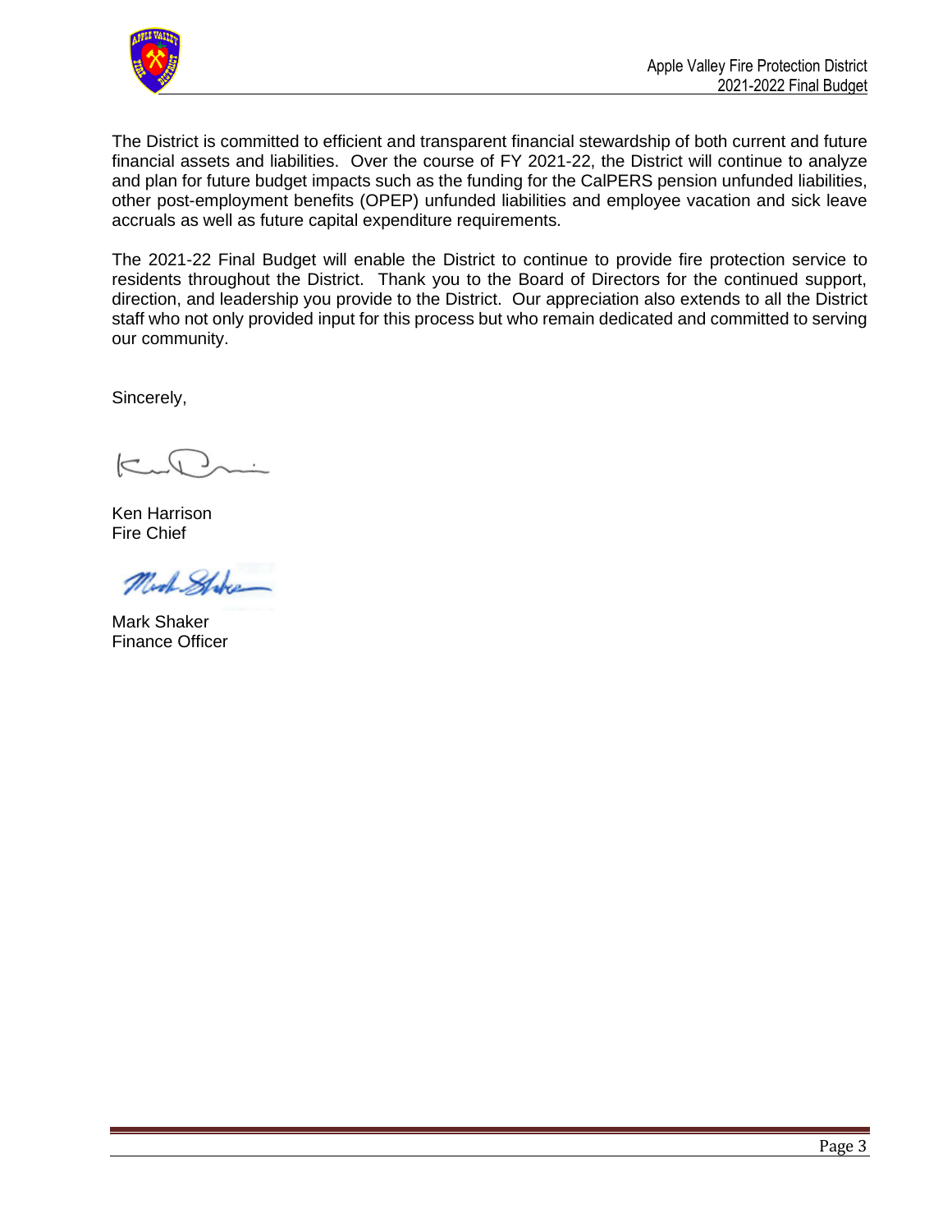The District is committed to efficient and transparent financial stewardship of both current and future financial assets and liabilities. Over the course of FY 2021-22, the District will continue to analyze and plan for future budget impacts such as the funding for the CalPERS pension unfunded liabilities, other post-employment benefits (OPEP) unfunded liabilities and employee vacation and sick leave accruals as well as future capital expenditure requirements.

The 2021-22 Final Budget will enable the District to continue to provide fire protection service to residents throughout the District. Thank you to the Board of Directors for the continued support, direction, and leadership you provide to the District. Our appreciation also extends to all the District staff who not only provided input for this process but who remain dedicated and committed to serving our community.

Sincerely,

Ken Harrison
Fire Chief

Mark Shaker
Finance Officer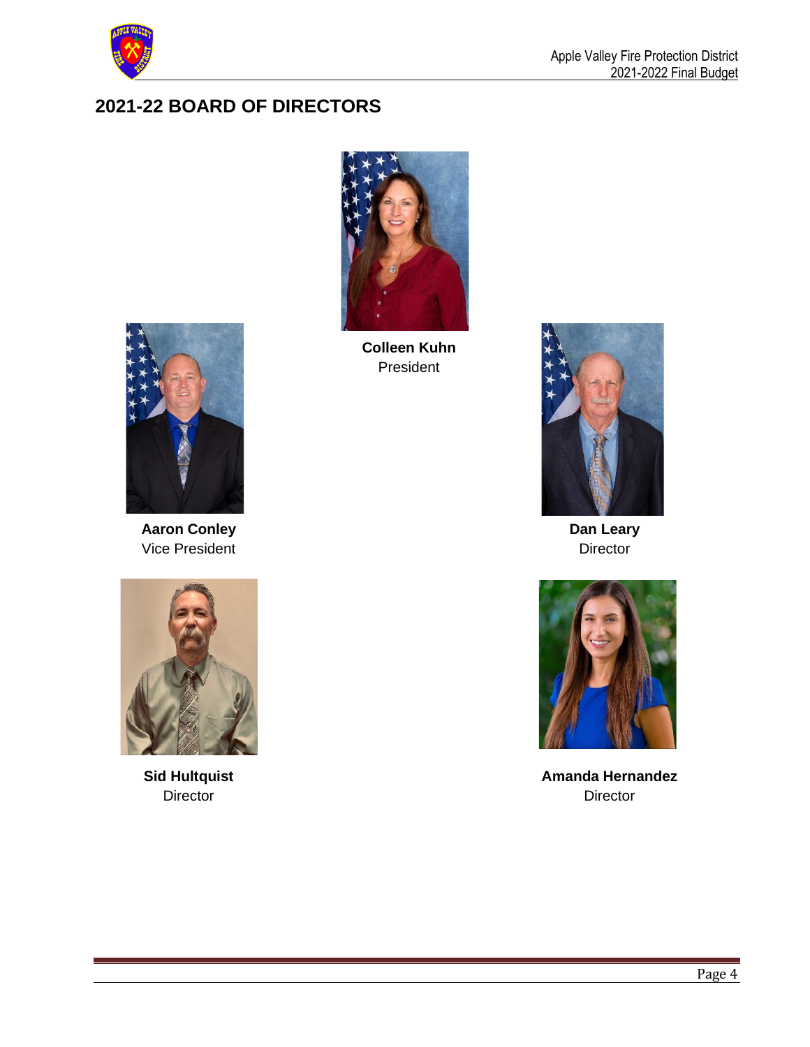## 2021-22 BOARD OF DIRECTORS

**Colleen Kuhn**
President

**Aaron Conley**
Vice President

**Dan Leary**
Director

**Sid Hultquist**
Director

**Amanda Hernandez**
Director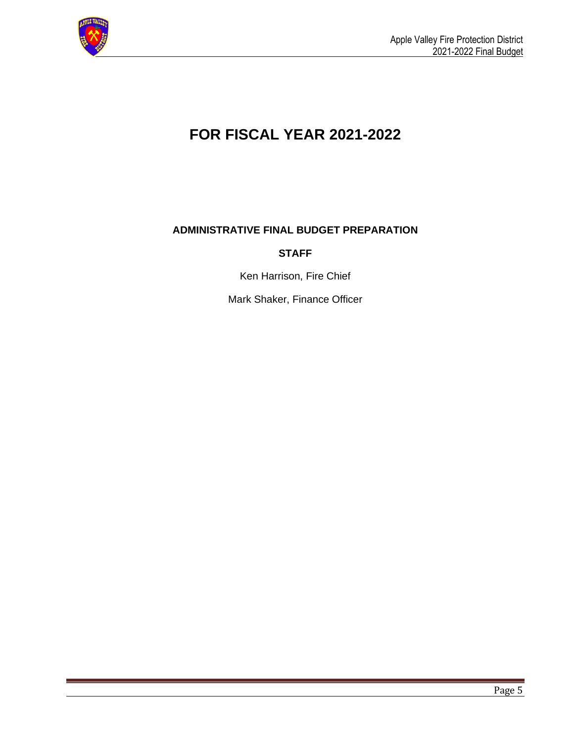# FOR FISCAL YEAR 2021-2022

**ADMINISTRATIVE FINAL BUDGET PREPARATION**

**STAFF**

Ken Harrison, Fire Chief

Mark Shaker, Finance Officer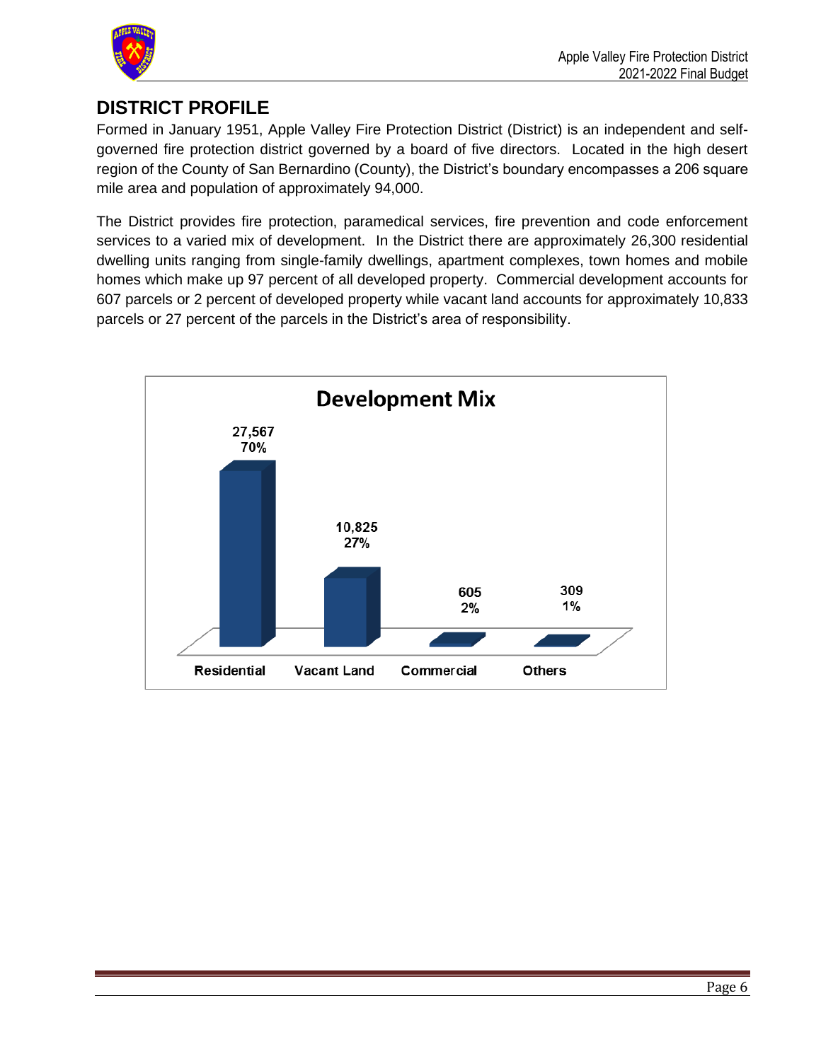## DISTRICT PROFILE

Formed in January 1951, Apple Valley Fire Protection District (District) is an independent and self-governed fire protection district governed by a board of five directors. Located in the high desert region of the County of San Bernardino (County), the District's boundary encompasses a 206 square mile area and population of approximately 94,000.

The District provides fire protection, paramedical services, fire prevention and code enforcement services to a varied mix of development. In the District there are approximately 26,300 residential dwelling units ranging from single-family dwellings, apartment complexes, town homes and mobile homes which make up 97 percent of all developed property. Commercial development accounts for 607 parcels or 2 percent of developed property while vacant land accounts for approximately 10,833 parcels or 27 percent of the parcels in the District's area of responsibility.

**Development Mix**

| Category | Count | Percent |
|---|---|---|
| Residential | 27,567 | 70% |
| Vacant Land | 10,825 | 27% |
| Commercial | 605 | 2% |
| Others | 309 | 1% |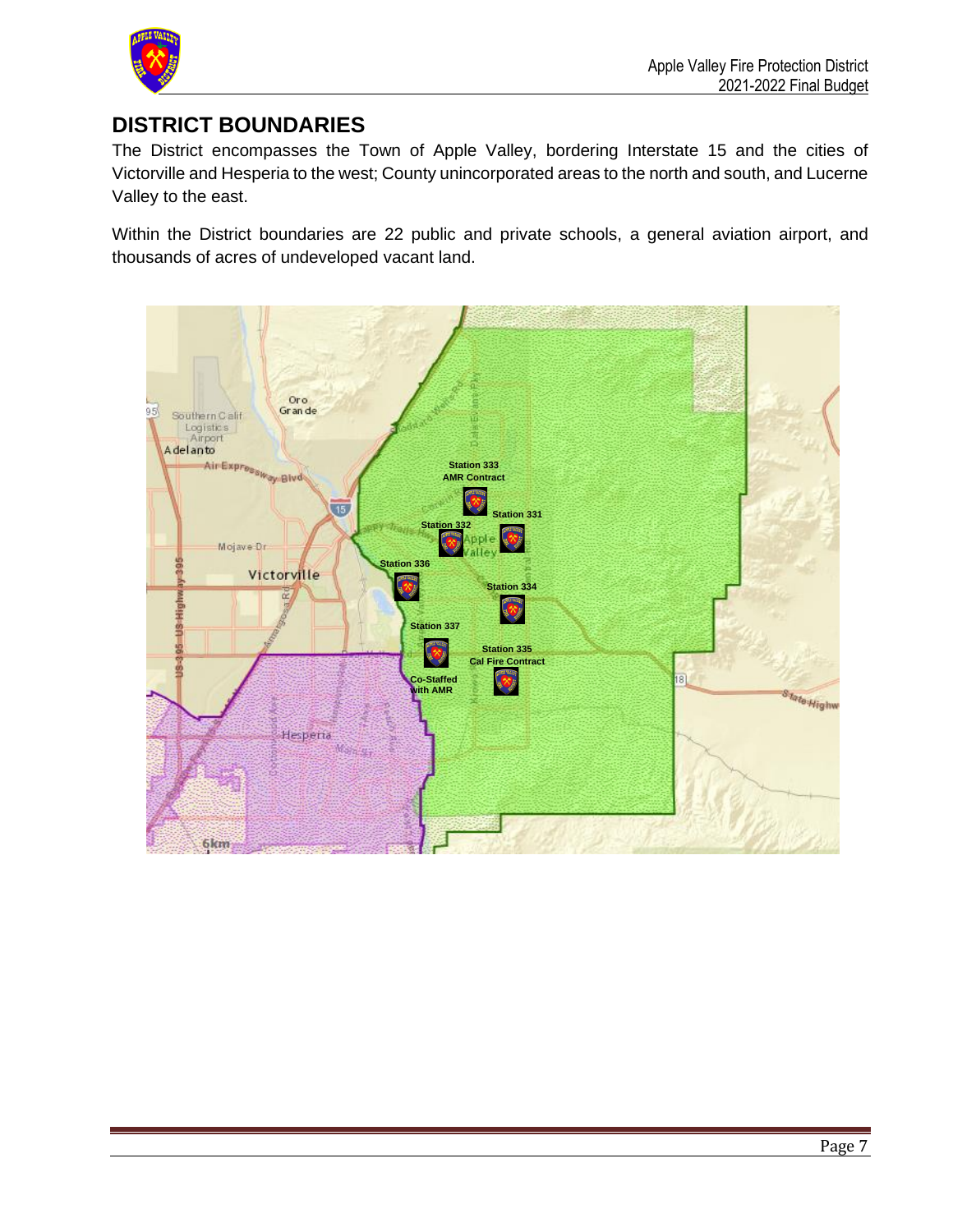## DISTRICT BOUNDARIES

The District encompasses the Town of Apple Valley, bordering Interstate 15 and the cities of Victorville and Hesperia to the west; County unincorporated areas to the north and south, and Lucerne Valley to the east.

Within the District boundaries are 22 public and private schools, a general aviation airport, and thousands of acres of undeveloped vacant land.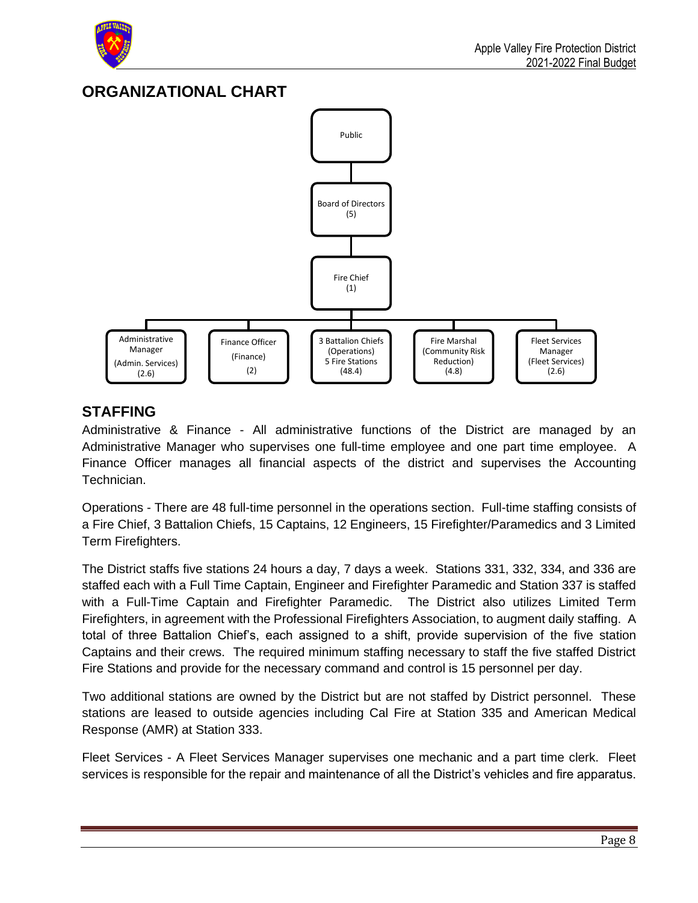## ORGANIZATIONAL CHART

Public

Board of Directors (5)

Fire Chief (1)

- Administrative Manager (Admin. Services) (2.6)
- Finance Officer (Finance) (2)
- 3 Battalion Chiefs (Operations) 5 Fire Stations (48.4)
- Fire Marshal (Community Risk Reduction) (4.8)
- Fleet Services Manager (Fleet Services) (2.6)

## STAFFING

Administrative & Finance - All administrative functions of the District are managed by an Administrative Manager who supervises one full-time employee and one part time employee. A Finance Officer manages all financial aspects of the district and supervises the Accounting Technician.

Operations - There are 48 full-time personnel in the operations section. Full-time staffing consists of a Fire Chief, 3 Battalion Chiefs, 15 Captains, 12 Engineers, 15 Firefighter/Paramedics and 3 Limited Term Firefighters.

The District staffs five stations 24 hours a day, 7 days a week. Stations 331, 332, 334, and 336 are staffed each with a Full Time Captain, Engineer and Firefighter Paramedic and Station 337 is staffed with a Full-Time Captain and Firefighter Paramedic. The District also utilizes Limited Term Firefighters, in agreement with the Professional Firefighters Association, to augment daily staffing. A total of three Battalion Chief's, each assigned to a shift, provide supervision of the five station Captains and their crews. The required minimum staffing necessary to staff the five staffed District Fire Stations and provide for the necessary command and control is 15 personnel per day.

Two additional stations are owned by the District but are not staffed by District personnel. These stations are leased to outside agencies including Cal Fire at Station 335 and American Medical Response (AMR) at Station 333.

Fleet Services - A Fleet Services Manager supervises one mechanic and a part time clerk. Fleet services is responsible for the repair and maintenance of all the District's vehicles and fire apparatus.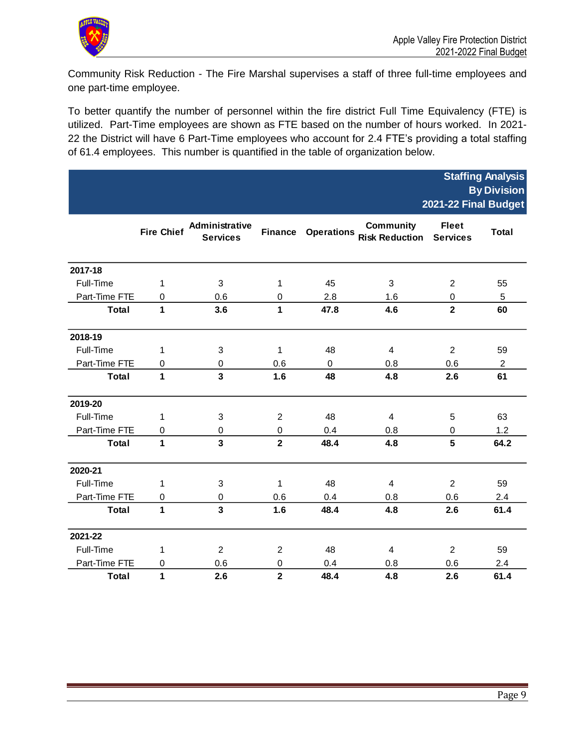Community Risk Reduction - The Fire Marshal supervises a staff of three full-time employees and one part-time employee.

To better quantify the number of personnel within the fire district Full Time Equivalency (FTE) is utilized. Part-Time employees are shown as FTE based on the number of hours worked. In 2021-22 the District will have 6 Part-Time employees who account for 2.4 FTE's providing a total staffing of 61.4 employees. This number is quantified in the table of organization below.

**Staffing Analysis By Division 2021-22 Final Budget**

| | Fire Chief | Administrative Services | Finance | Operations | Community Risk Reduction | Fleet Services | Total |
|---|---|---|---|---|---|---|---|
| **2017-18** | | | | | | | |
| Full-Time | 1 | 3 | 1 | 45 | 3 | 2 | 55 |
| Part-Time FTE | 0 | 0.6 | 0 | 2.8 | 1.6 | 0 | 5 |
| **Total** | **1** | **3.6** | **1** | **47.8** | **4.6** | **2** | **60** |
| **2018-19** | | | | | | | |
| Full-Time | 1 | 3 | 1 | 48 | 4 | 2 | 59 |
| Part-Time FTE | 0 | 0 | 0.6 | 0 | 0.8 | 0.6 | 2 |
| **Total** | **1** | **3** | **1.6** | **48** | **4.8** | **2.6** | **61** |
| **2019-20** | | | | | | | |
| Full-Time | 1 | 3 | 2 | 48 | 4 | 5 | 63 |
| Part-Time FTE | 0 | 0 | 0 | 0.4 | 0.8 | 0 | 1.2 |
| **Total** | **1** | **3** | **2** | **48.4** | **4.8** | **5** | **64.2** |
| **2020-21** | | | | | | | |
| Full-Time | 1 | 3 | 1 | 48 | 4 | 2 | 59 |
| Part-Time FTE | 0 | 0 | 0.6 | 0.4 | 0.8 | 0.6 | 2.4 |
| **Total** | **1** | **3** | **1.6** | **48.4** | **4.8** | **2.6** | **61.4** |
| **2021-22** | | | | | | | |
| Full-Time | 1 | 2 | 2 | 48 | 4 | 2 | 59 |
| Part-Time FTE | 0 | 0.6 | 0 | 0.4 | 0.8 | 0.6 | 2.4 |
| **Total** | **1** | **2.6** | **2** | **48.4** | **4.8** | **2.6** | **61.4** |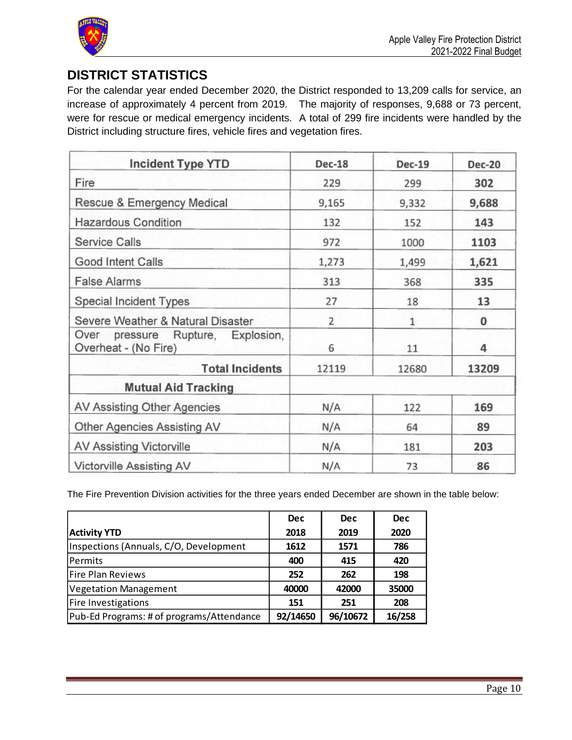## DISTRICT STATISTICS

For the calendar year ended December 2020, the District responded to 13,209 calls for service, an increase of approximately 4 percent from 2019. The majority of responses, 9,688 or 73 percent, were for rescue or medical emergency incidents. A total of 299 fire incidents were handled by the District including structure fires, vehicle fires and vegetation fires.

| Incident Type YTD | Dec-18 | Dec-19 | Dec-20 |
|---|---|---|---|
| Fire | 229 | 299 | **302** |
| Rescue & Emergency Medical | 9,165 | 9,332 | **9,688** |
| Hazardous Condition | 132 | 152 | **143** |
| Service Calls | 972 | 1000 | **1103** |
| Good Intent Calls | 1,273 | 1,499 | **1,621** |
| False Alarms | 313 | 368 | **335** |
| Special Incident Types | 27 | 18 | **13** |
| Severe Weather & Natural Disaster | 2 | 1 | **0** |
| Over pressure Rupture, Explosion, Overheat - (No Fire) | 6 | 11 | **4** |
| **Total Incidents** | 12119 | 12680 | **13209** |
| **Mutual Aid Tracking** | | | |
| AV Assisting Other Agencies | N/A | 122 | **169** |
| Other Agencies Assisting AV | N/A | 64 | **89** |
| AV Assisting Victorville | N/A | 181 | **203** |
| Victorville Assisting AV | N/A | 73 | **86** |

The Fire Prevention Division activities for the three years ended December are shown in the table below:

| Activity YTD | Dec 2018 | Dec 2019 | Dec 2020 |
|---|---|---|---|
| Inspections (Annuals, C/O, Development | 1612 | 1571 | 786 |
| Permits | 400 | 415 | 420 |
| Fire Plan Reviews | 252 | 262 | 198 |
| Vegetation Management | 40000 | 42000 | 35000 |
| Fire Investigations | 151 | 251 | 208 |
| Pub-Ed Programs: # of programs/Attendance | 92/14650 | 96/10672 | 16/258 |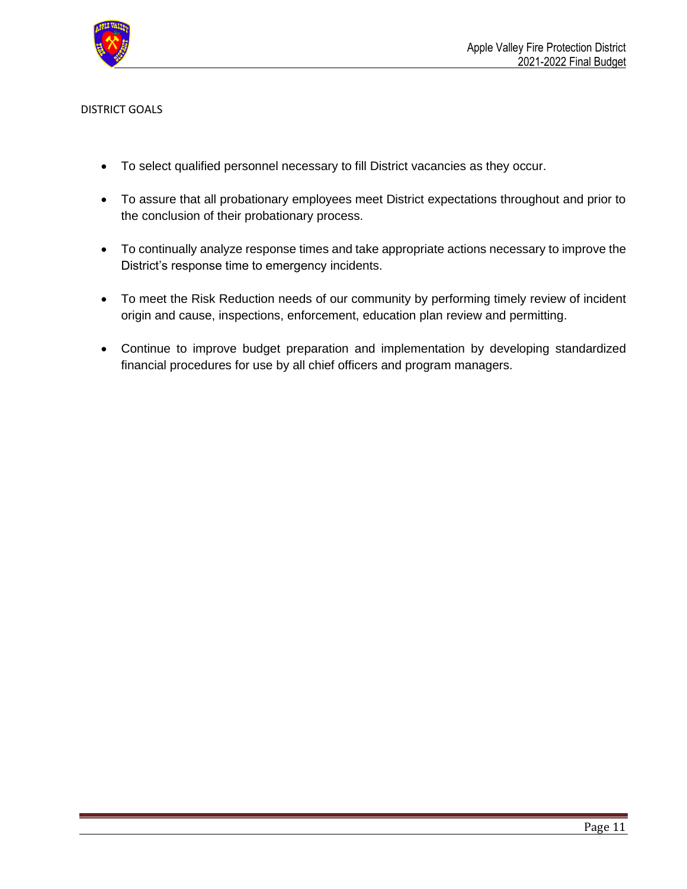## DISTRICT GOALS

- To select qualified personnel necessary to fill District vacancies as they occur.
- To assure that all probationary employees meet District expectations throughout and prior to the conclusion of their probationary process.
- To continually analyze response times and take appropriate actions necessary to improve the District's response time to emergency incidents.
- To meet the Risk Reduction needs of our community by performing timely review of incident origin and cause, inspections, enforcement, education plan review and permitting.
- Continue to improve budget preparation and implementation by developing standardized financial procedures for use by all chief officers and program managers.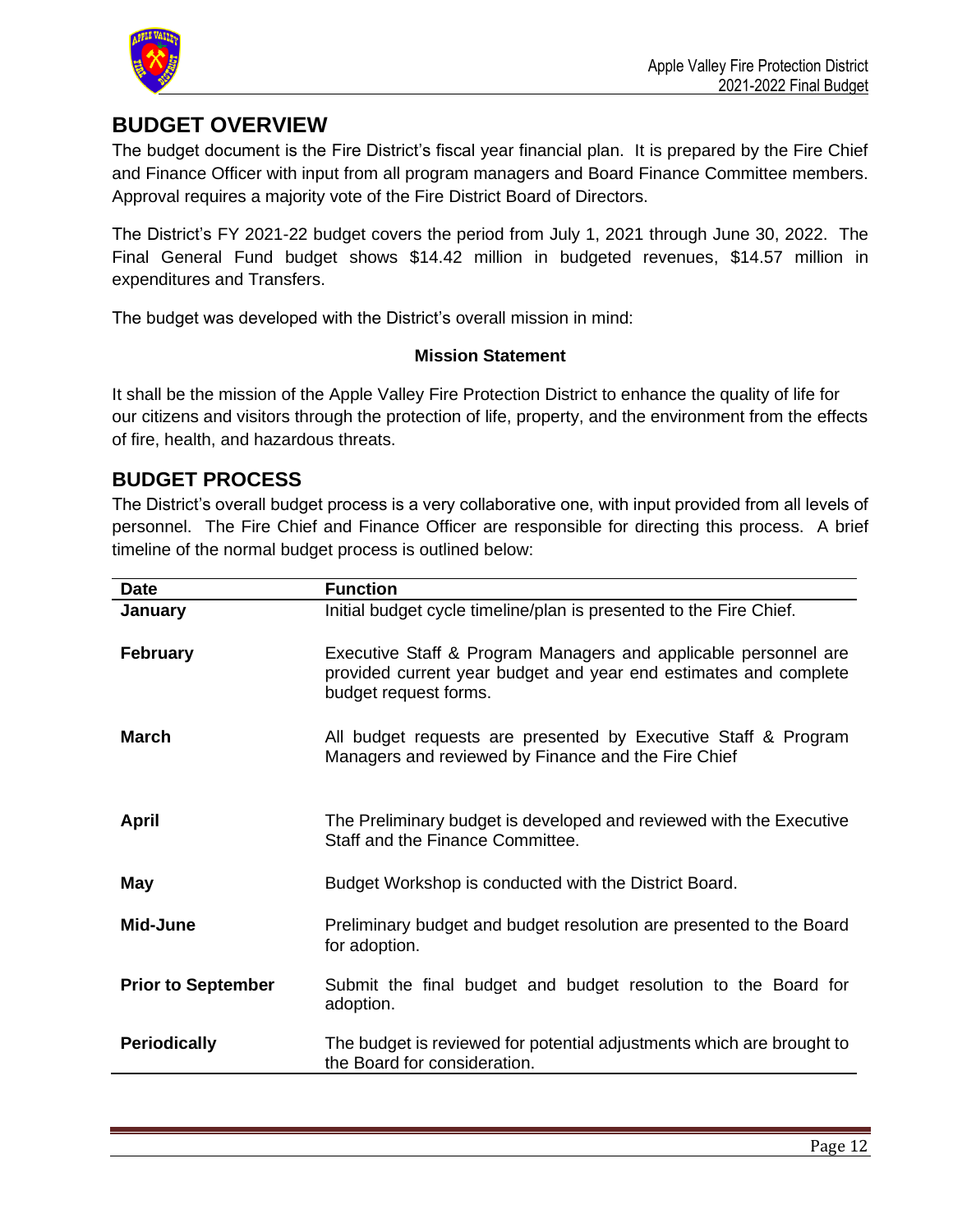## BUDGET OVERVIEW

The budget document is the Fire District's fiscal year financial plan. It is prepared by the Fire Chief and Finance Officer with input from all program managers and Board Finance Committee members. Approval requires a majority vote of the Fire District Board of Directors.

The District's FY 2021-22 budget covers the period from July 1, 2021 through June 30, 2022. The Final General Fund budget shows $14.42 million in budgeted revenues, $14.57 million in expenditures and Transfers.

The budget was developed with the District's overall mission in mind:

**Mission Statement**

It shall be the mission of the Apple Valley Fire Protection District to enhance the quality of life for our citizens and visitors through the protection of life, property, and the environment from the effects of fire, health, and hazardous threats.

## BUDGET PROCESS

The District's overall budget process is a very collaborative one, with input provided from all levels of personnel. The Fire Chief and Finance Officer are responsible for directing this process. A brief timeline of the normal budget process is outlined below:

| Date | Function |
|---|---|
| **January** | Initial budget cycle timeline/plan is presented to the Fire Chief. |
| **February** | Executive Staff & Program Managers and applicable personnel are provided current year budget and year end estimates and complete budget request forms. |
| **March** | All budget requests are presented by Executive Staff & Program Managers and reviewed by Finance and the Fire Chief |
| **April** | The Preliminary budget is developed and reviewed with the Executive Staff and the Finance Committee. |
| **May** | Budget Workshop is conducted with the District Board. |
| **Mid-June** | Preliminary budget and budget resolution are presented to the Board for adoption. |
| **Prior to September** | Submit the final budget and budget resolution to the Board for adoption. |
| **Periodically** | The budget is reviewed for potential adjustments which are brought to the Board for consideration. |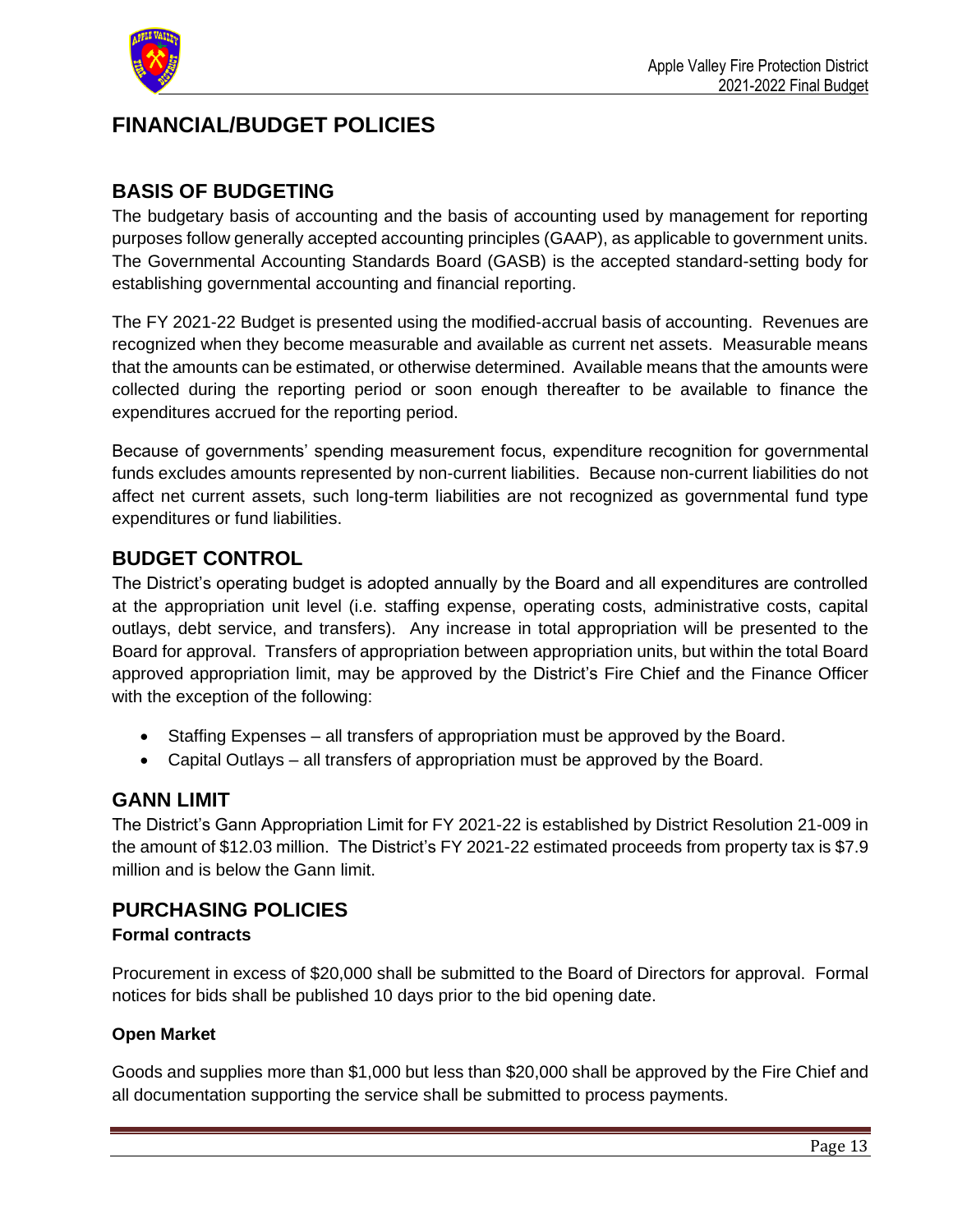# FINANCIAL/BUDGET POLICIES

## BASIS OF BUDGETING

The budgetary basis of accounting and the basis of accounting used by management for reporting purposes follow generally accepted accounting principles (GAAP), as applicable to government units. The Governmental Accounting Standards Board (GASB) is the accepted standard-setting body for establishing governmental accounting and financial reporting.

The FY 2021-22 Budget is presented using the modified-accrual basis of accounting. Revenues are recognized when they become measurable and available as current net assets. Measurable means that the amounts can be estimated, or otherwise determined. Available means that the amounts were collected during the reporting period or soon enough thereafter to be available to finance the expenditures accrued for the reporting period.

Because of governments' spending measurement focus, expenditure recognition for governmental funds excludes amounts represented by non-current liabilities. Because non-current liabilities do not affect net current assets, such long-term liabilities are not recognized as governmental fund type expenditures or fund liabilities.

## BUDGET CONTROL

The District's operating budget is adopted annually by the Board and all expenditures are controlled at the appropriation unit level (i.e. staffing expense, operating costs, administrative costs, capital outlays, debt service, and transfers). Any increase in total appropriation will be presented to the Board for approval. Transfers of appropriation between appropriation units, but within the total Board approved appropriation limit, may be approved by the District's Fire Chief and the Finance Officer with the exception of the following:

- Staffing Expenses – all transfers of appropriation must be approved by the Board.
- Capital Outlays – all transfers of appropriation must be approved by the Board.

## GANN LIMIT

The District's Gann Appropriation Limit for FY 2021-22 is established by District Resolution 21-009 in the amount of $12.03 million. The District's FY 2021-22 estimated proceeds from property tax is $7.9 million and is below the Gann limit.

## PURCHASING POLICIES

### Formal contracts

Procurement in excess of $20,000 shall be submitted to the Board of Directors for approval. Formal notices for bids shall be published 10 days prior to the bid opening date.

### Open Market

Goods and supplies more than $1,000 but less than $20,000 shall be approved by the Fire Chief and all documentation supporting the service shall be submitted to process payments.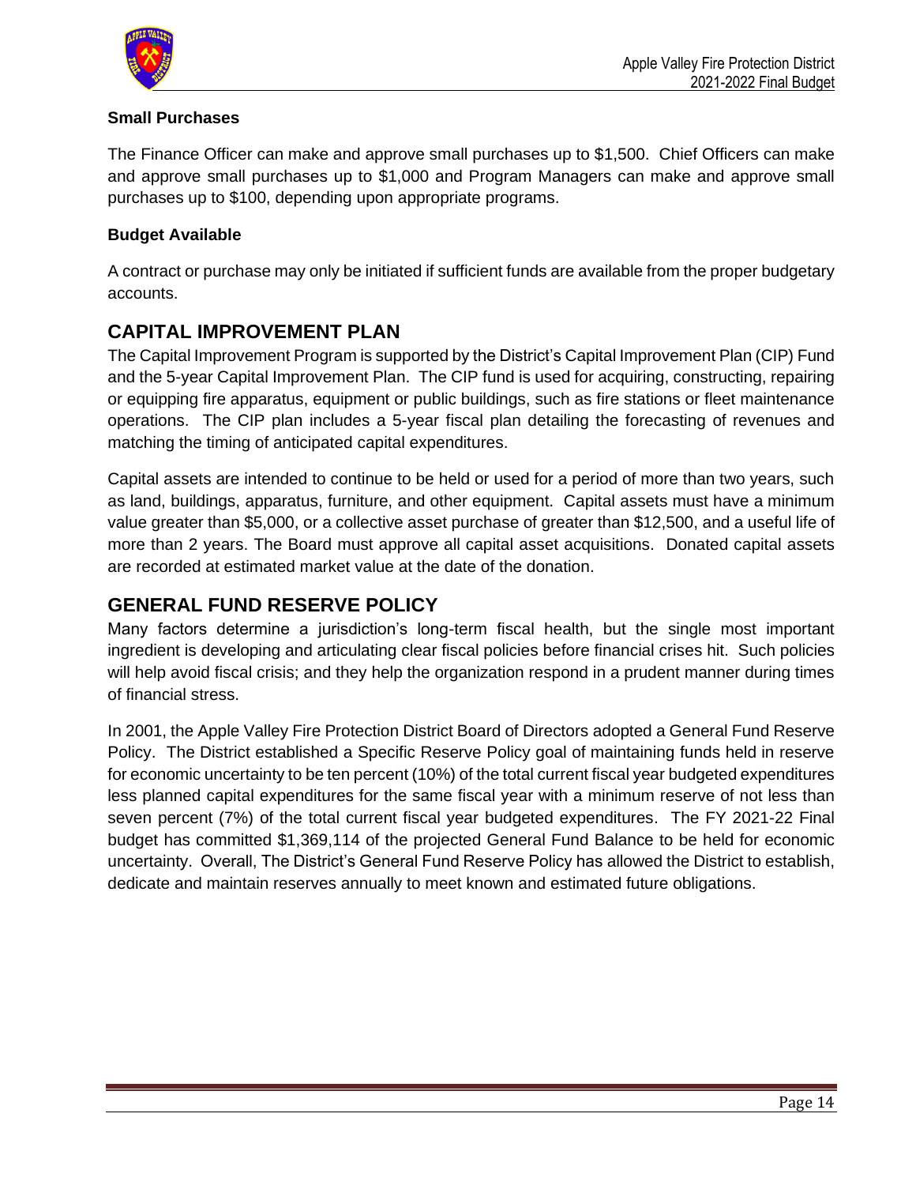### Small Purchases

The Finance Officer can make and approve small purchases up to $1,500. Chief Officers can make and approve small purchases up to $1,000 and Program Managers can make and approve small purchases up to $100, depending upon appropriate programs.

### Budget Available

A contract or purchase may only be initiated if sufficient funds are available from the proper budgetary accounts.

## CAPITAL IMPROVEMENT PLAN

The Capital Improvement Program is supported by the District's Capital Improvement Plan (CIP) Fund and the 5-year Capital Improvement Plan. The CIP fund is used for acquiring, constructing, repairing or equipping fire apparatus, equipment or public buildings, such as fire stations or fleet maintenance operations. The CIP plan includes a 5-year fiscal plan detailing the forecasting of revenues and matching the timing of anticipated capital expenditures.

Capital assets are intended to continue to be held or used for a period of more than two years, such as land, buildings, apparatus, furniture, and other equipment. Capital assets must have a minimum value greater than $5,000, or a collective asset purchase of greater than $12,500, and a useful life of more than 2 years. The Board must approve all capital asset acquisitions. Donated capital assets are recorded at estimated market value at the date of the donation.

## GENERAL FUND RESERVE POLICY

Many factors determine a jurisdiction's long-term fiscal health, but the single most important ingredient is developing and articulating clear fiscal policies before financial crises hit. Such policies will help avoid fiscal crisis; and they help the organization respond in a prudent manner during times of financial stress.

In 2001, the Apple Valley Fire Protection District Board of Directors adopted a General Fund Reserve Policy. The District established a Specific Reserve Policy goal of maintaining funds held in reserve for economic uncertainty to be ten percent (10%) of the total current fiscal year budgeted expenditures less planned capital expenditures for the same fiscal year with a minimum reserve of not less than seven percent (7%) of the total current fiscal year budgeted expenditures. The FY 2021-22 Final budget has committed $1,369,114 of the projected General Fund Balance to be held for economic uncertainty. Overall, The District's General Fund Reserve Policy has allowed the District to establish, dedicate and maintain reserves annually to meet known and estimated future obligations.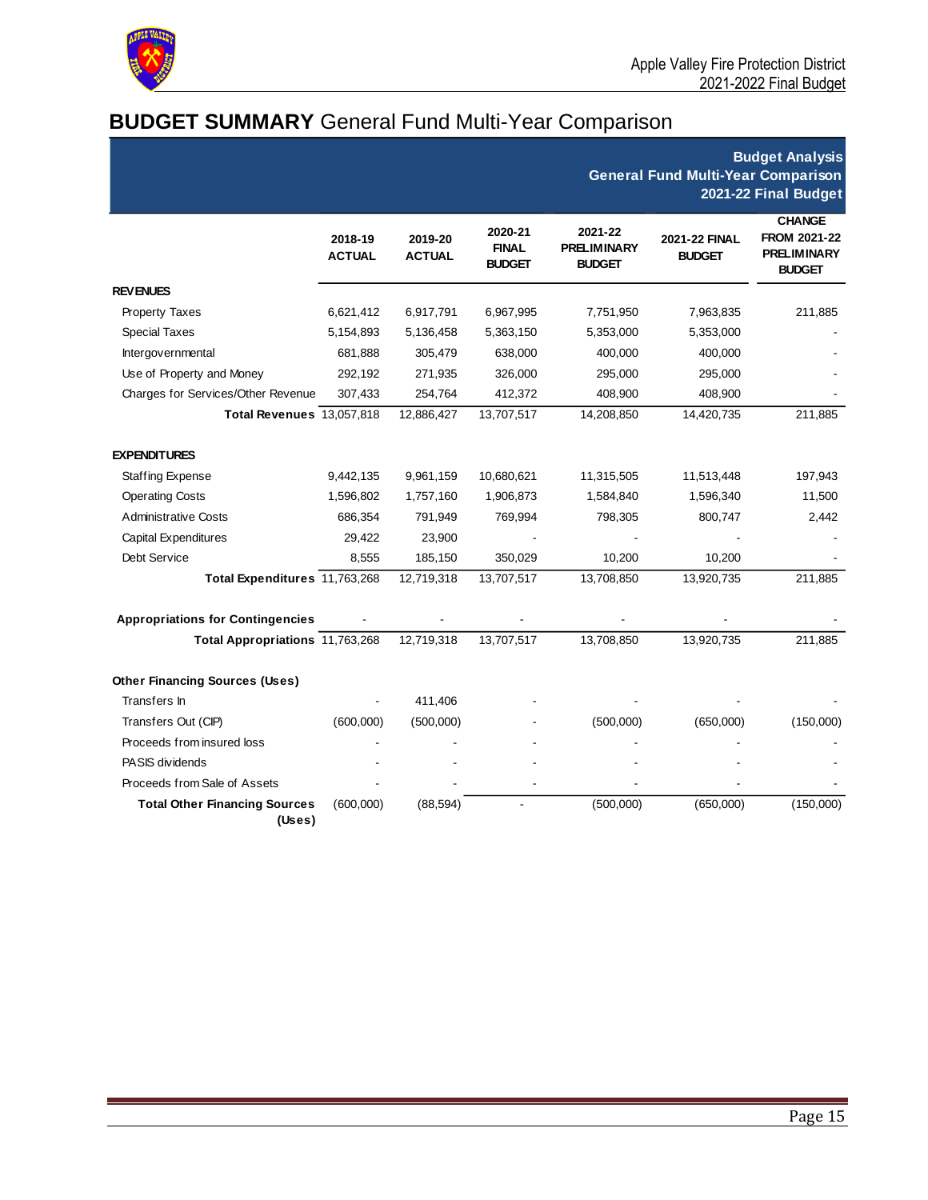# **BUDGET SUMMARY** General Fund Multi-Year Comparison

**Budget Analysis**
**General Fund Multi-Year Comparison**
**2021-22 Final Budget**

| | 2018-19 ACTUAL | 2019-20 ACTUAL | 2020-21 FINAL BUDGET | 2021-22 PRELIMINARY BUDGET | 2021-22 FINAL BUDGET | CHANGE FROM 2021-22 PRELIMINARY BUDGET |
|---|---|---|---|---|---|---|
| **REVENUES** | | | | | | |
| Property Taxes | 6,621,412 | 6,917,791 | 6,967,995 | 7,751,950 | 7,963,835 | 211,885 |
| Special Taxes | 5,154,893 | 5,136,458 | 5,363,150 | 5,353,000 | 5,353,000 | - |
| Intergovernmental | 681,888 | 305,479 | 638,000 | 400,000 | 400,000 | - |
| Use of Property and Money | 292,192 | 271,935 | 326,000 | 295,000 | 295,000 | - |
| Charges for Services/Other Revenue | 307,433 | 254,764 | 412,372 | 408,900 | 408,900 | - |
| **Total Revenues** | 13,057,818 | 12,886,427 | 13,707,517 | 14,208,850 | 14,420,735 | 211,885 |
| **EXPENDITURES** | | | | | | |
| Staffing Expense | 9,442,135 | 9,961,159 | 10,680,621 | 11,315,505 | 11,513,448 | 197,943 |
| Operating Costs | 1,596,802 | 1,757,160 | 1,906,873 | 1,584,840 | 1,596,340 | 11,500 |
| Administrative Costs | 686,354 | 791,949 | 769,994 | 798,305 | 800,747 | 2,442 |
| Capital Expenditures | 29,422 | 23,900 | - | - | - | - |
| Debt Service | 8,555 | 185,150 | 350,029 | 10,200 | 10,200 | - |
| **Total Expenditures** | 11,763,268 | 12,719,318 | 13,707,517 | 13,708,850 | 13,920,735 | 211,885 |
| **Appropriations for Contingencies** | - | - | - | - | - | - |
| **Total Appropriations** | 11,763,268 | 12,719,318 | 13,707,517 | 13,708,850 | 13,920,735 | 211,885 |
| **Other Financing Sources (Uses)** | | | | | | |
| Transfers In | - | 411,406 | - | - | - | - |
| Transfers Out (CIP) | (600,000) | (500,000) | - | (500,000) | (650,000) | (150,000) |
| Proceeds from insured loss | - | - | - | - | - | - |
| PASIS dividends | - | - | - | - | - | - |
| Proceeds from Sale of Assets | - | - | - | - | - | - |
| **Total Other Financing Sources (Uses)** | (600,000) | (88,594) | - | (500,000) | (650,000) | (150,000) |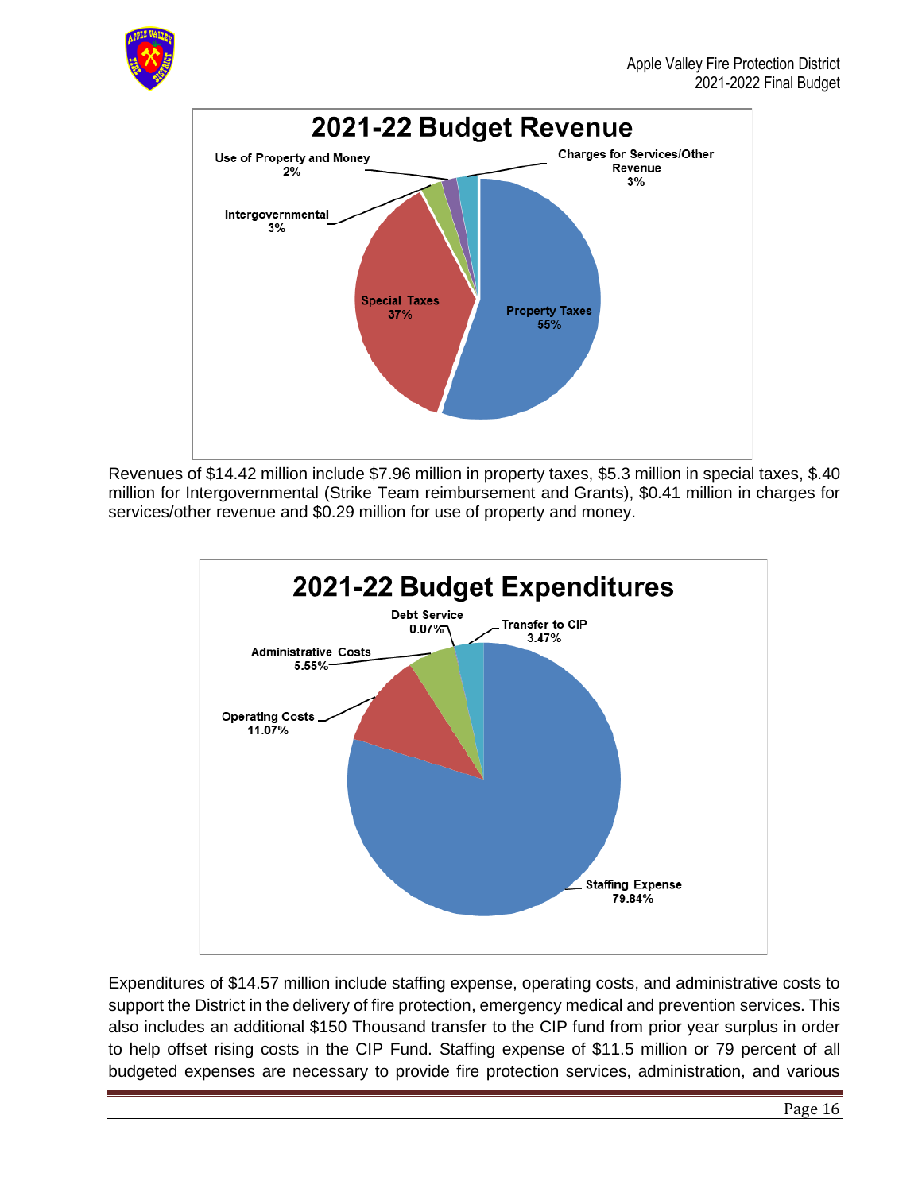**2021-22 Budget Revenue**

| Category | Percentage |
|---|---|
| Property Taxes | 55% |
| Special Taxes | 37% |
| Intergovernmental | 3% |
| Use of Property and Money | 2% |
| Charges for Services/Other Revenue | 3% |

Revenues of $14.42 million include $7.96 million in property taxes, $5.3 million in special taxes, $.40 million for Intergovernmental (Strike Team reimbursement and Grants), $0.41 million in charges for services/other revenue and $0.29 million for use of property and money.

**2021-22 Budget Expenditures**

| Category | Percentage |
|---|---|
| Staffing Expense | 79.84% |
| Operating Costs | 11.07% |
| Administrative Costs | 5.55% |
| Debt Service | 0.07% |
| Transfer to CIP | 3.47% |

Expenditures of $14.57 million include staffing expense, operating costs, and administrative costs to support the District in the delivery of fire protection, emergency medical and prevention services. This also includes an additional $150 Thousand transfer to the CIP fund from prior year surplus in order to help offset rising costs in the CIP Fund. Staffing expense of $11.5 million or 79 percent of all budgeted expenses are necessary to provide fire protection services, administration, and various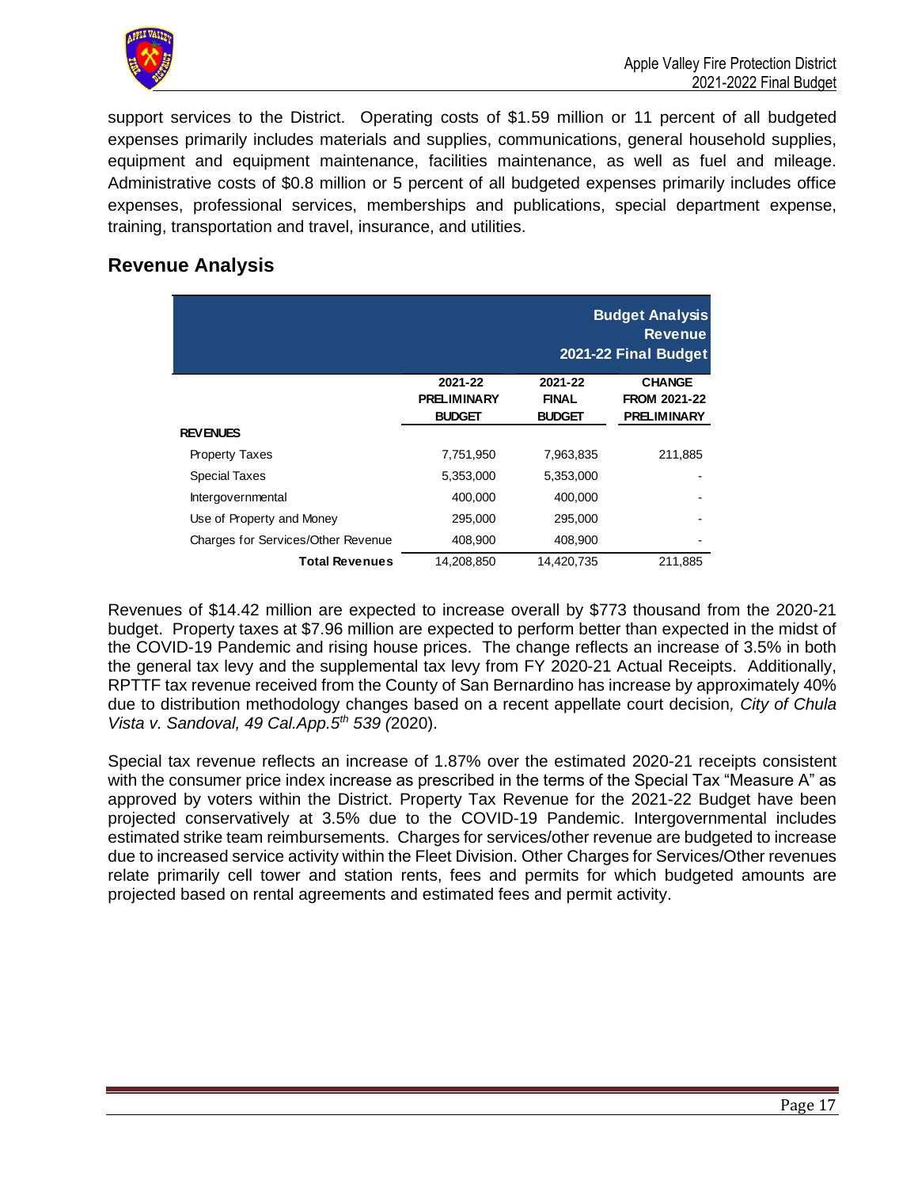support services to the District. Operating costs of $1.59 million or 11 percent of all budgeted expenses primarily includes materials and supplies, communications, general household supplies, equipment and equipment maintenance, facilities maintenance, as well as fuel and mileage. Administrative costs of $0.8 million or 5 percent of all budgeted expenses primarily includes office expenses, professional services, memberships and publications, special department expense, training, transportation and travel, insurance, and utilities.

## Revenue Analysis

| Budget Analysis Revenue 2021-22 Final Budget | | | |
|---|---|---|---|
| | 2021-22 PRELIMINARY BUDGET | 2021-22 FINAL BUDGET | CHANGE FROM 2021-22 PRELIMINARY |
| **REVENUES** | | | |
| Property Taxes | 7,751,950 | 7,963,835 | 211,885 |
| Special Taxes | 5,353,000 | 5,353,000 | - |
| Intergovernmental | 400,000 | 400,000 | - |
| Use of Property and Money | 295,000 | 295,000 | - |
| Charges for Services/Other Revenue | 408,900 | 408,900 | - |
| **Total Revenues** | 14,208,850 | 14,420,735 | 211,885 |

Revenues of $14.42 million are expected to increase overall by $773 thousand from the 2020-21 budget. Property taxes at $7.96 million are expected to perform better than expected in the midst of the COVID-19 Pandemic and rising house prices. The change reflects an increase of 3.5% in both the general tax levy and the supplemental tax levy from FY 2020-21 Actual Receipts. Additionally, RPTTF tax revenue received from the County of San Bernardino has increase by approximately 40% due to distribution methodology changes based on a recent appellate court decision*, City of Chula Vista v. Sandoval, 49 Cal.App.5th 539 (*2020).

Special tax revenue reflects an increase of 1.87% over the estimated 2020-21 receipts consistent with the consumer price index increase as prescribed in the terms of the Special Tax "Measure A" as approved by voters within the District. Property Tax Revenue for the 2021-22 Budget have been projected conservatively at 3.5% due to the COVID-19 Pandemic. Intergovernmental includes estimated strike team reimbursements. Charges for services/other revenue are budgeted to increase due to increased service activity within the Fleet Division. Other Charges for Services/Other revenues relate primarily cell tower and station rents, fees and permits for which budgeted amounts are projected based on rental agreements and estimated fees and permit activity.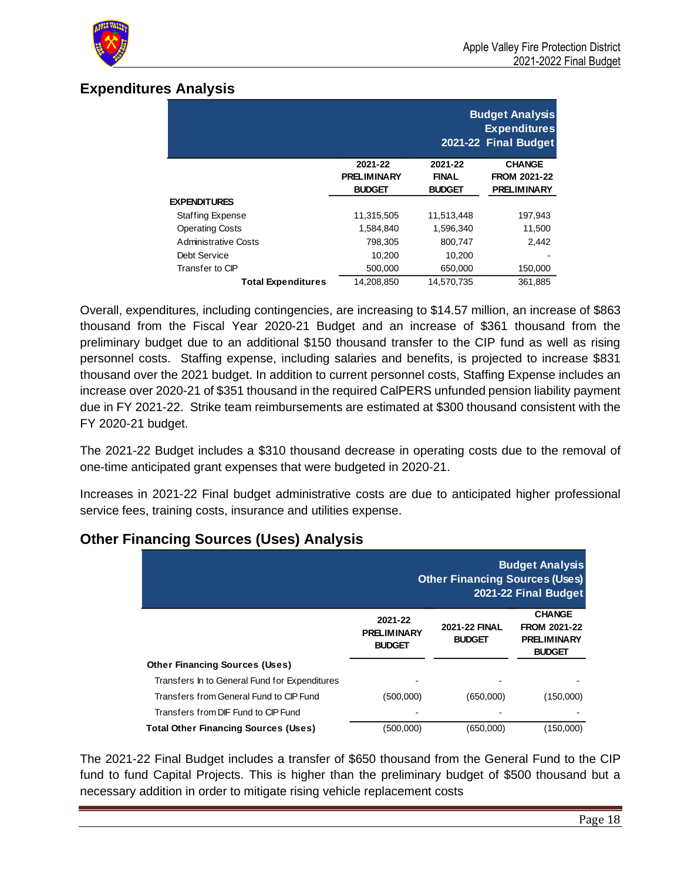## Expenditures Analysis

| Budget Analysis Expenditures 2021-22 Final Budget | | | |
|---|---|---|---|
| | 2021-22 PRELIMINARY BUDGET | 2021-22 FINAL BUDGET | CHANGE FROM 2021-22 PRELIMINARY |
| **EXPENDITURES** | | | |
| Staffing Expense | 11,315,505 | 11,513,448 | 197,943 |
| Operating Costs | 1,584,840 | 1,596,340 | 11,500 |
| Administrative Costs | 798,305 | 800,747 | 2,442 |
| Debt Service | 10,200 | 10,200 | - |
| Transfer to CIP | 500,000 | 650,000 | 150,000 |
| **Total Expenditures** | 14,208,850 | 14,570,735 | 361,885 |

Overall, expenditures, including contingencies, are increasing to $14.57 million, an increase of $863 thousand from the Fiscal Year 2020-21 Budget and an increase of $361 thousand from the preliminary budget due to an additional $150 thousand transfer to the CIP fund as well as rising personnel costs. Staffing expense, including salaries and benefits, is projected to increase $831 thousand over the 2021 budget. In addition to current personnel costs, Staffing Expense includes an increase over 2020-21 of $351 thousand in the required CalPERS unfunded pension liability payment due in FY 2021-22. Strike team reimbursements are estimated at $300 thousand consistent with the FY 2020-21 budget.

The 2021-22 Budget includes a $310 thousand decrease in operating costs due to the removal of one-time anticipated grant expenses that were budgeted in 2020-21.

Increases in 2021-22 Final budget administrative costs are due to anticipated higher professional service fees, training costs, insurance and utilities expense.

## Other Financing Sources (Uses) Analysis

| Budget Analysis Other Financing Sources (Uses) 2021-22 Final Budget | | | |
|---|---|---|---|
| | 2021-22 PRELIMINARY BUDGET | 2021-22 FINAL BUDGET | CHANGE FROM 2021-22 PRELIMINARY BUDGET |
| **Other Financing Sources (Uses)** | | | |
| Transfers In to General Fund for Expenditures | - | - | - |
| Transfers from General Fund to CIP Fund | (500,000) | (650,000) | (150,000) |
| Transfers from DIF Fund to CIP Fund | - | - | - |
| **Total Other Financing Sources (Uses)** | (500,000) | (650,000) | (150,000) |

The 2021-22 Final Budget includes a transfer of $650 thousand from the General Fund to the CIP fund to fund Capital Projects. This is higher than the preliminary budget of $500 thousand but a necessary addition in order to mitigate rising vehicle replacement costs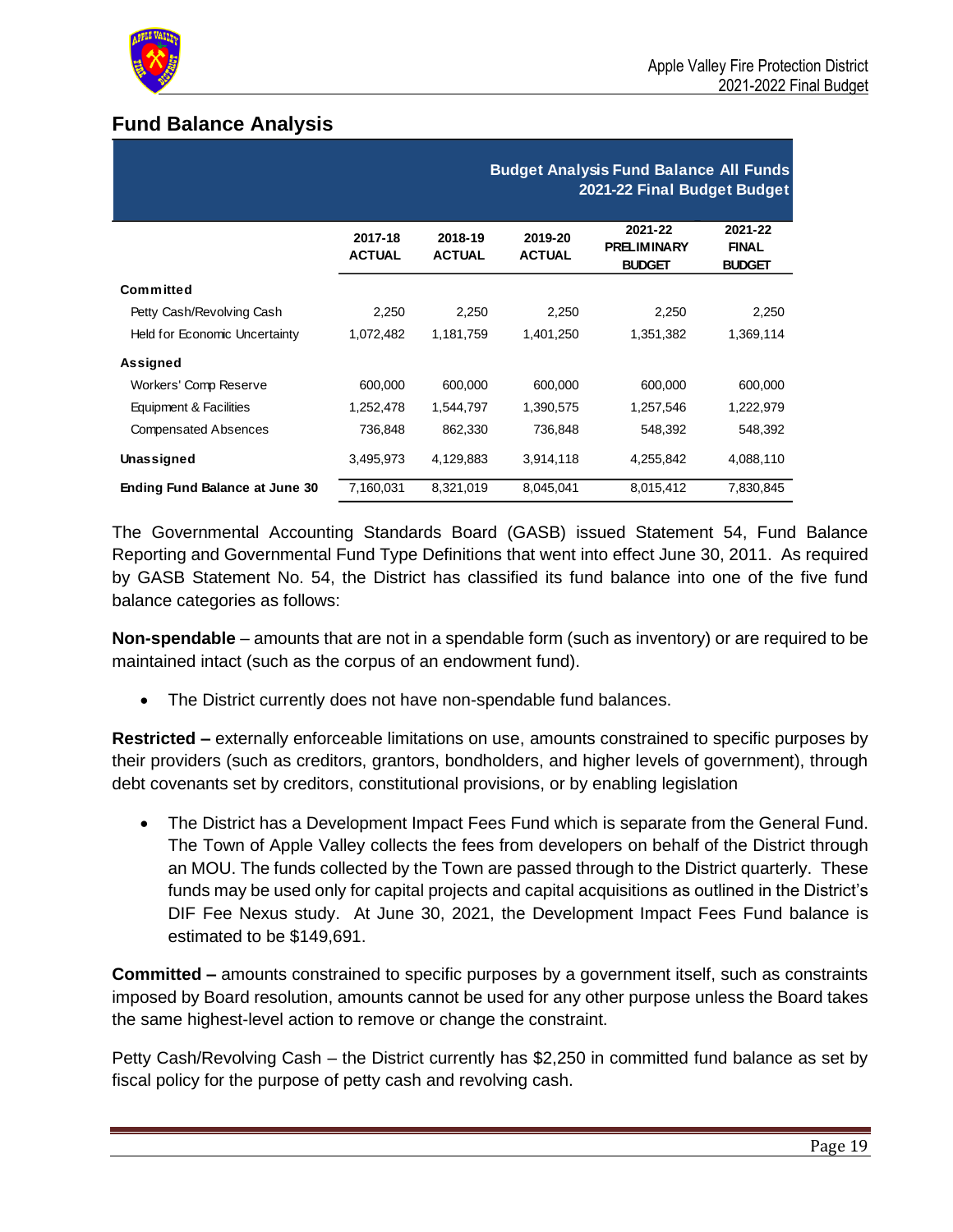## Fund Balance Analysis

| Budget Analysis Fund Balance All Funds 2021-22 Final Budget Budget | | | | | |
|---|---|---|---|---|---|
| | 2017-18 ACTUAL | 2018-19 ACTUAL | 2019-20 ACTUAL | 2021-22 PRELIMINARY BUDGET | 2021-22 FINAL BUDGET |
| **Committed** | | | | | |
| Petty Cash/Revolving Cash | 2,250 | 2,250 | 2,250 | 2,250 | 2,250 |
| Held for Economic Uncertainty | 1,072,482 | 1,181,759 | 1,401,250 | 1,351,382 | 1,369,114 |
| **Assigned** | | | | | |
| Workers' Comp Reserve | 600,000 | 600,000 | 600,000 | 600,000 | 600,000 |
| Equipment & Facilities | 1,252,478 | 1,544,797 | 1,390,575 | 1,257,546 | 1,222,979 |
| Compensated Absences | 736,848 | 862,330 | 736,848 | 548,392 | 548,392 |
| **Unassigned** | 3,495,973 | 4,129,883 | 3,914,118 | 4,255,842 | 4,088,110 |
| **Ending Fund Balance at June 30** | 7,160,031 | 8,321,019 | 8,045,041 | 8,015,412 | 7,830,845 |

The Governmental Accounting Standards Board (GASB) issued Statement 54, Fund Balance Reporting and Governmental Fund Type Definitions that went into effect June 30, 2011. As required by GASB Statement No. 54, the District has classified its fund balance into one of the five fund balance categories as follows:

**Non-spendable** – amounts that are not in a spendable form (such as inventory) or are required to be maintained intact (such as the corpus of an endowment fund).

- The District currently does not have non-spendable fund balances.

**Restricted –** externally enforceable limitations on use, amounts constrained to specific purposes by their providers (such as creditors, grantors, bondholders, and higher levels of government), through debt covenants set by creditors, constitutional provisions, or by enabling legislation

- The District has a Development Impact Fees Fund which is separate from the General Fund. The Town of Apple Valley collects the fees from developers on behalf of the District through an MOU. The funds collected by the Town are passed through to the District quarterly. These funds may be used only for capital projects and capital acquisitions as outlined in the District's DIF Fee Nexus study. At June 30, 2021, the Development Impact Fees Fund balance is estimated to be $149,691.

**Committed –** amounts constrained to specific purposes by a government itself, such as constraints imposed by Board resolution, amounts cannot be used for any other purpose unless the Board takes the same highest-level action to remove or change the constraint.

Petty Cash/Revolving Cash – the District currently has $2,250 in committed fund balance as set by fiscal policy for the purpose of petty cash and revolving cash.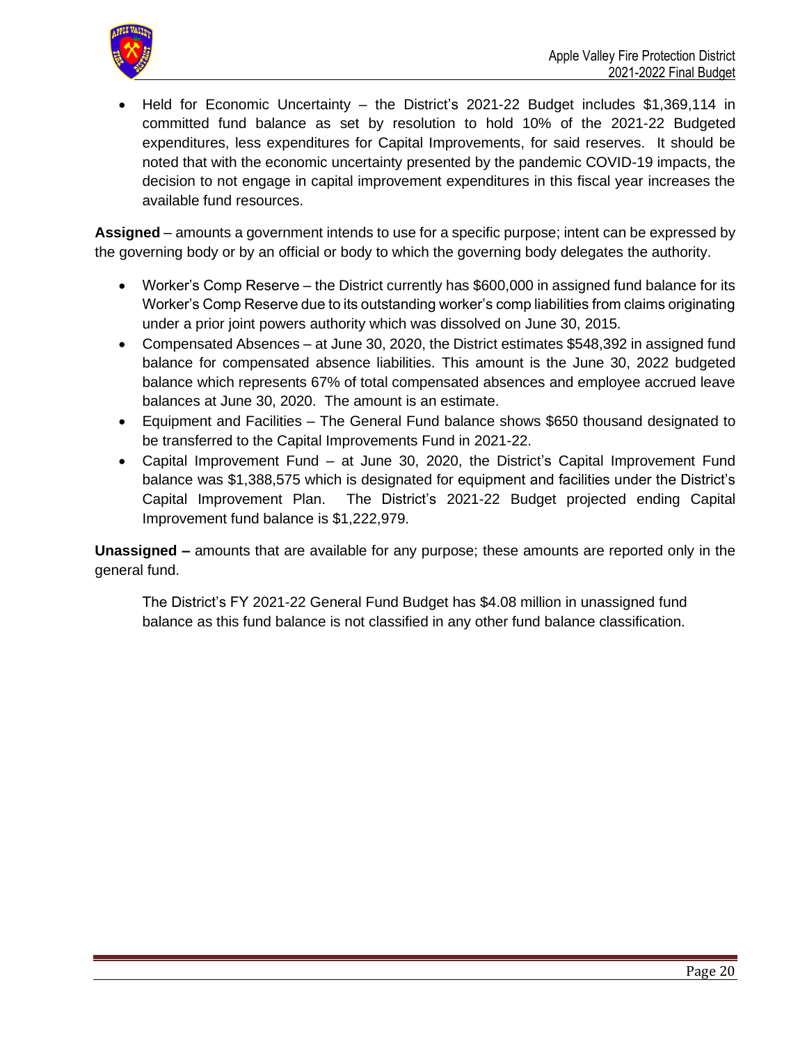- Held for Economic Uncertainty – the District's 2021-22 Budget includes $1,369,114 in committed fund balance as set by resolution to hold 10% of the 2021-22 Budgeted expenditures, less expenditures for Capital Improvements, for said reserves. It should be noted that with the economic uncertainty presented by the pandemic COVID-19 impacts, the decision to not engage in capital improvement expenditures in this fiscal year increases the available fund resources.

**Assigned** – amounts a government intends to use for a specific purpose; intent can be expressed by the governing body or by an official or body to which the governing body delegates the authority.

- Worker's Comp Reserve – the District currently has $600,000 in assigned fund balance for its Worker's Comp Reserve due to its outstanding worker's comp liabilities from claims originating under a prior joint powers authority which was dissolved on June 30, 2015.
- Compensated Absences – at June 30, 2020, the District estimates $548,392 in assigned fund balance for compensated absence liabilities. This amount is the June 30, 2022 budgeted balance which represents 67% of total compensated absences and employee accrued leave balances at June 30, 2020. The amount is an estimate.
- Equipment and Facilities – The General Fund balance shows $650 thousand designated to be transferred to the Capital Improvements Fund in 2021-22.
- Capital Improvement Fund – at June 30, 2020, the District's Capital Improvement Fund balance was $1,388,575 which is designated for equipment and facilities under the District's Capital Improvement Plan. The District's 2021-22 Budget projected ending Capital Improvement fund balance is $1,222,979.

**Unassigned –** amounts that are available for any purpose; these amounts are reported only in the general fund.

The District's FY 2021-22 General Fund Budget has $4.08 million in unassigned fund balance as this fund balance is not classified in any other fund balance classification.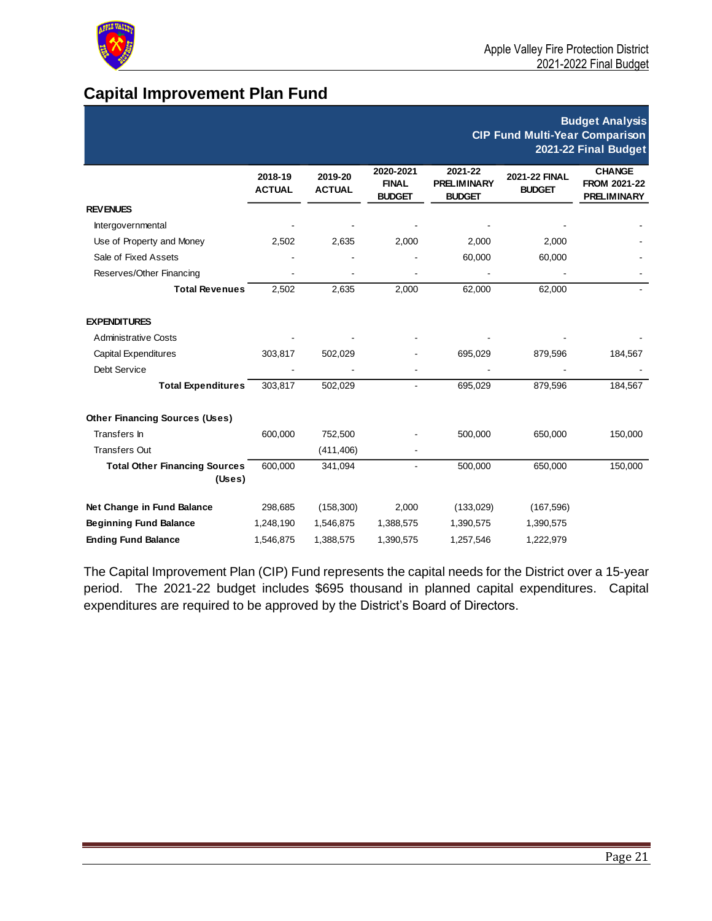## Capital Improvement Plan Fund

**Budget Analysis**
**CIP Fund Multi-Year Comparison**
**2021-22 Final Budget**

| | 2018-19 ACTUAL | 2019-20 ACTUAL | 2020-2021 FINAL BUDGET | 2021-22 PRELIMINARY BUDGET | 2021-22 FINAL BUDGET | CHANGE FROM 2021-22 PRELIMINARY |
|---|---|---|---|---|---|---|
| **REVENUES** | | | | | | |
| Intergovernmental | - | - | - | - | - | - |
| Use of Property and Money | 2,502 | 2,635 | 2,000 | 2,000 | 2,000 | - |
| Sale of Fixed Assets | - | - | - | 60,000 | 60,000 | - |
| Reserves/Other Financing | - | - | - | - | - | - |
| **Total Revenues** | 2,502 | 2,635 | 2,000 | 62,000 | 62,000 | - |
| **EXPENDITURES** | | | | | | |
| Administrative Costs | - | - | - | - | - | - |
| Capital Expenditures | 303,817 | 502,029 | - | 695,029 | 879,596 | 184,567 |
| Debt Service | - | - | - | - | - | - |
| **Total Expenditures** | 303,817 | 502,029 | - | 695,029 | 879,596 | 184,567 |
| **Other Financing Sources (Uses)** | | | | | | |
| Transfers In | 600,000 | 752,500 | - | 500,000 | 650,000 | 150,000 |
| Transfers Out | | (411,406) | - | | | |
| **Total Other Financing Sources (Uses)** | 600,000 | 341,094 | - | 500,000 | 650,000 | 150,000 |
| **Net Change in Fund Balance** | 298,685 | (158,300) | 2,000 | (133,029) | (167,596) | |
| **Beginning Fund Balance** | 1,248,190 | 1,546,875 | 1,388,575 | 1,390,575 | 1,390,575 | |
| **Ending Fund Balance** | 1,546,875 | 1,388,575 | 1,390,575 | 1,257,546 | 1,222,979 | |

The Capital Improvement Plan (CIP) Fund represents the capital needs for the District over a 15-year period. The 2021-22 budget includes $695 thousand in planned capital expenditures. Capital expenditures are required to be approved by the District's Board of Directors.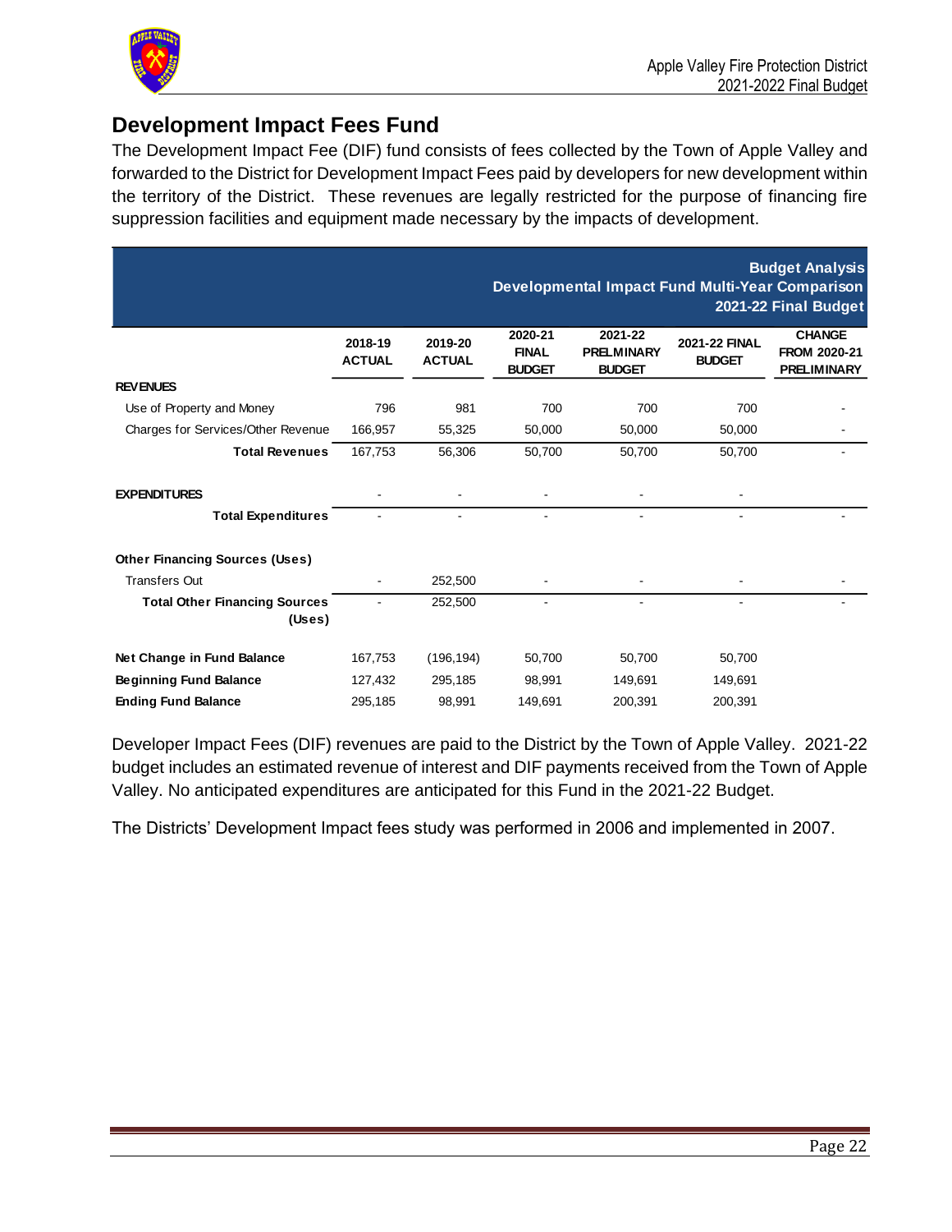## Development Impact Fees Fund

The Development Impact Fee (DIF) fund consists of fees collected by the Town of Apple Valley and forwarded to the District for Development Impact Fees paid by developers for new development within the territory of the District. These revenues are legally restricted for the purpose of financing fire suppression facilities and equipment made necessary by the impacts of development.

**Budget Analysis**
**Developmental Impact Fund Multi-Year Comparison**
**2021-22 Final Budget**

| | 2018-19 ACTUAL | 2019-20 ACTUAL | 2020-21 FINAL BUDGET | 2021-22 PRELMINARY BUDGET | 2021-22 FINAL BUDGET | CHANGE FROM 2020-21 PRELIMINARY |
|---|---|---|---|---|---|---|
| **REVENUES** | | | | | | |
| Use of Property and Money | 796 | 981 | 700 | 700 | 700 | - |
| Charges for Services/Other Revenue | 166,957 | 55,325 | 50,000 | 50,000 | 50,000 | - |
| **Total Revenues** | 167,753 | 56,306 | 50,700 | 50,700 | 50,700 | - |
| **EXPENDITURES** | - | - | - | - | - | |
| **Total Expenditures** | - | - | - | - | - | - |
| **Other Financing Sources (Uses)** | | | | | | |
| Transfers Out | - | 252,500 | - | - | - | - |
| **Total Other Financing Sources (Uses)** | - | 252,500 | - | - | - | - |
| **Net Change in Fund Balance** | 167,753 | (196,194) | 50,700 | 50,700 | 50,700 | |
| **Beginning Fund Balance** | 127,432 | 295,185 | 98,991 | 149,691 | 149,691 | |
| **Ending Fund Balance** | 295,185 | 98,991 | 149,691 | 200,391 | 200,391 | |

Developer Impact Fees (DIF) revenues are paid to the District by the Town of Apple Valley. 2021-22 budget includes an estimated revenue of interest and DIF payments received from the Town of Apple Valley. No anticipated expenditures are anticipated for this Fund in the 2021-22 Budget.

The Districts' Development Impact fees study was performed in 2006 and implemented in 2007.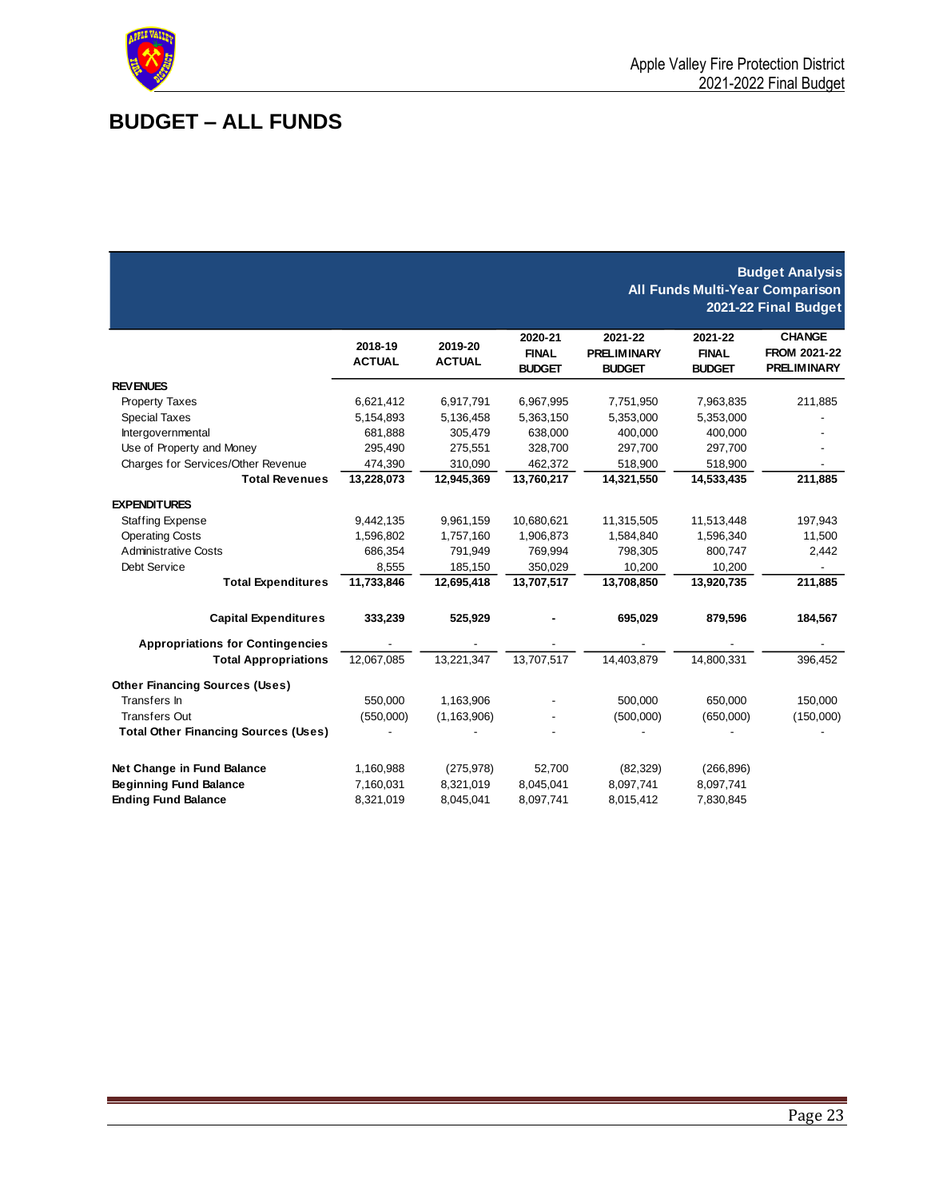# BUDGET – ALL FUNDS

**Budget Analysis**
**All Funds Multi-Year Comparison**
**2021-22 Final Budget**

| | 2018-19 ACTUAL | 2019-20 ACTUAL | 2020-21 FINAL BUDGET | 2021-22 PRELIMINARY BUDGET | 2021-22 FINAL BUDGET | CHANGE FROM 2021-22 PRELIMINARY |
|---|---|---|---|---|---|---|
| **REVENUES** | | | | | | |
| Property Taxes | 6,621,412 | 6,917,791 | 6,967,995 | 7,751,950 | 7,963,835 | 211,885 |
| Special Taxes | 5,154,893 | 5,136,458 | 5,363,150 | 5,353,000 | 5,353,000 | - |
| Intergovernmental | 681,888 | 305,479 | 638,000 | 400,000 | 400,000 | - |
| Use of Property and Money | 295,490 | 275,551 | 328,700 | 297,700 | 297,700 | - |
| Charges for Services/Other Revenue | 474,390 | 310,090 | 462,372 | 518,900 | 518,900 | - |
| **Total Revenues** | **13,228,073** | **12,945,369** | **13,760,217** | **14,321,550** | **14,533,435** | **211,885** |
| **EXPENDITURES** | | | | | | |
| Staffing Expense | 9,442,135 | 9,961,159 | 10,680,621 | 11,315,505 | 11,513,448 | 197,943 |
| Operating Costs | 1,596,802 | 1,757,160 | 1,906,873 | 1,584,840 | 1,596,340 | 11,500 |
| Administrative Costs | 686,354 | 791,949 | 769,994 | 798,305 | 800,747 | 2,442 |
| Debt Service | 8,555 | 185,150 | 350,029 | 10,200 | 10,200 | - |
| **Total Expenditures** | **11,733,846** | **12,695,418** | **13,707,517** | **13,708,850** | **13,920,735** | **211,885** |
| **Capital Expenditures** | **333,239** | **525,929** | **-** | **695,029** | **879,596** | **184,567** |
| **Appropriations for Contingencies** | - | - | - | - | - | - |
| **Total Appropriations** | 12,067,085 | 13,221,347 | 13,707,517 | 14,403,879 | 14,800,331 | 396,452 |
| **Other Financing Sources (Uses)** | | | | | | |
| Transfers In | 550,000 | 1,163,906 | - | 500,000 | 650,000 | 150,000 |
| Transfers Out | (550,000) | (1,163,906) | - | (500,000) | (650,000) | (150,000) |
| **Total Other Financing Sources (Uses)** | - | - | - | - | - | - |
| **Net Change in Fund Balance** | 1,160,988 | (275,978) | 52,700 | (82,329) | (266,896) | |
| **Beginning Fund Balance** | 7,160,031 | 8,321,019 | 8,045,041 | 8,097,741 | 8,097,741 | |
| **Ending Fund Balance** | 8,321,019 | 8,045,041 | 8,097,741 | 8,015,412 | 7,830,845 | |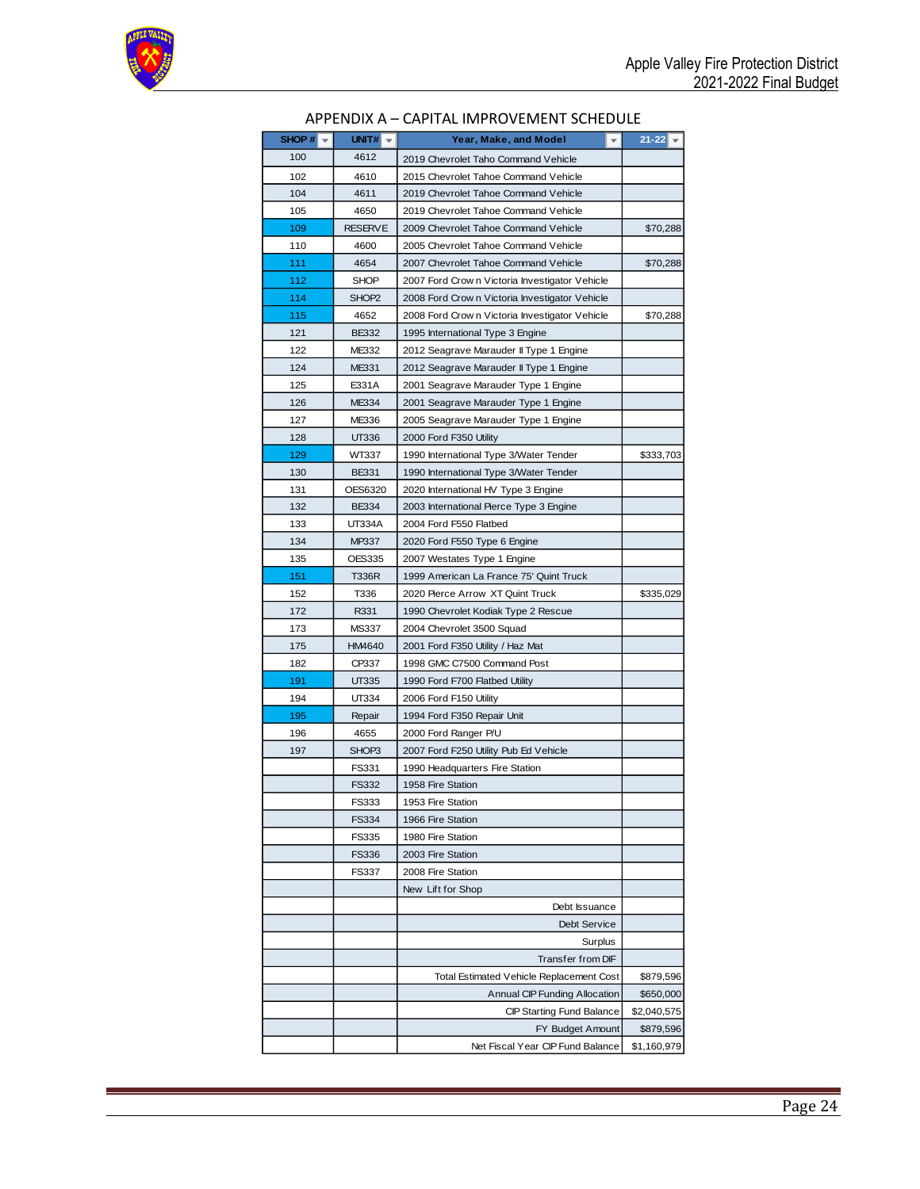## APPENDIX A – CAPITAL IMPROVEMENT SCHEDULE

| SHOP # | UNIT# | Year, Make, and Model | 21-22 |
|---|---|---|---|
| 100 | 4612 | 2019 Chevrolet Taho Command Vehicle | |
| 102 | 4610 | 2015 Chevrolet Tahoe Command Vehicle | |
| 104 | 4611 | 2019 Chevrolet Tahoe Command Vehicle | |
| 105 | 4650 | 2019 Chevrolet Tahoe Command Vehicle | |
| 109 | RESERVE | 2009 Chevrolet Tahoe Command Vehicle | $70,288 |
| 110 | 4600 | 2005 Chevrolet Tahoe Command Vehicle | |
| 111 | 4654 | 2007 Chevrolet Tahoe Command Vehicle | $70,288 |
| 112 | SHOP | 2007 Ford Crown Victoria Investigator Vehicle | |
| 114 | SHOP2 | 2008 Ford Crown Victoria Investigator Vehicle | |
| 115 | 4652 | 2008 Ford Crown Victoria Investigator Vehicle | $70,288 |
| 121 | BE332 | 1995 International Type 3 Engine | |
| 122 | ME332 | 2012 Seagrave Marauder II Type 1 Engine | |
| 124 | ME331 | 2012 Seagrave Marauder II Type 1 Engine | |
| 125 | E331A | 2001 Seagrave Marauder Type 1 Engine | |
| 126 | ME334 | 2001 Seagrave Marauder Type 1 Engine | |
| 127 | ME336 | 2005 Seagrave Marauder Type 1 Engine | |
| 128 | UT336 | 2000 Ford F350 Utility | |
| 129 | WT337 | 1990 International Type 3/Water Tender | $333,703 |
| 130 | BE331 | 1990 International Type 3/Water Tender | |
| 131 | OES6320 | 2020 International HV Type 3 Engine | |
| 132 | BE334 | 2003 International Pierce Type 3 Engine | |
| 133 | UT334A | 2004 Ford F550 Flatbed | |
| 134 | MP337 | 2020 Ford F550 Type 6 Engine | |
| 135 | OES335 | 2007 Westates Type 1 Engine | |
| 151 | T336R | 1999 American La France 75' Quint Truck | |
| 152 | T336 | 2020 Pierce Arrow XT Quint Truck | $335,029 |
| 172 | R331 | 1990 Chevrolet Kodiak Type 2 Rescue | |
| 173 | MS337 | 2004 Chevrolet 3500 Squad | |
| 175 | HM4640 | 2001 Ford F350 Utility / Haz Mat | |
| 182 | CP337 | 1998 GMC C7500 Command Post | |
| 191 | UT335 | 1990 Ford F700 Flatbed Utility | |
| 194 | UT334 | 2006 Ford F150 Utility | |
| 195 | Repair | 1994 Ford F350 Repair Unit | |
| 196 | 4655 | 2000 Ford Ranger P/U | |
| 197 | SHOP3 | 2007 Ford F250 Utility Pub Ed Vehicle | |
| | FS331 | 1990 Headquarters Fire Station | |
| | FS332 | 1958 Fire Station | |
| | FS333 | 1953 Fire Station | |
| | FS334 | 1966 Fire Station | |
| | FS335 | 1980 Fire Station | |
| | FS336 | 2003 Fire Station | |
| | FS337 | 2008 Fire Station | |
| | | New Lift for Shop | |
| | | Debt Issuance | |
| | | Debt Service | |
| | | Surplus | |
| | | Transfer from DIF | |
| | | Total Estimated Vehicle Replacement Cost | $879,596 |
| | | Annual CIP Funding Allocation | $650,000 |
| | | CIP Starting Fund Balance | $2,040,575 |
| | | FY Budget Amount | $879,596 |
| | | Net Fiscal Year CIP Fund Balance | $1,160,979 |